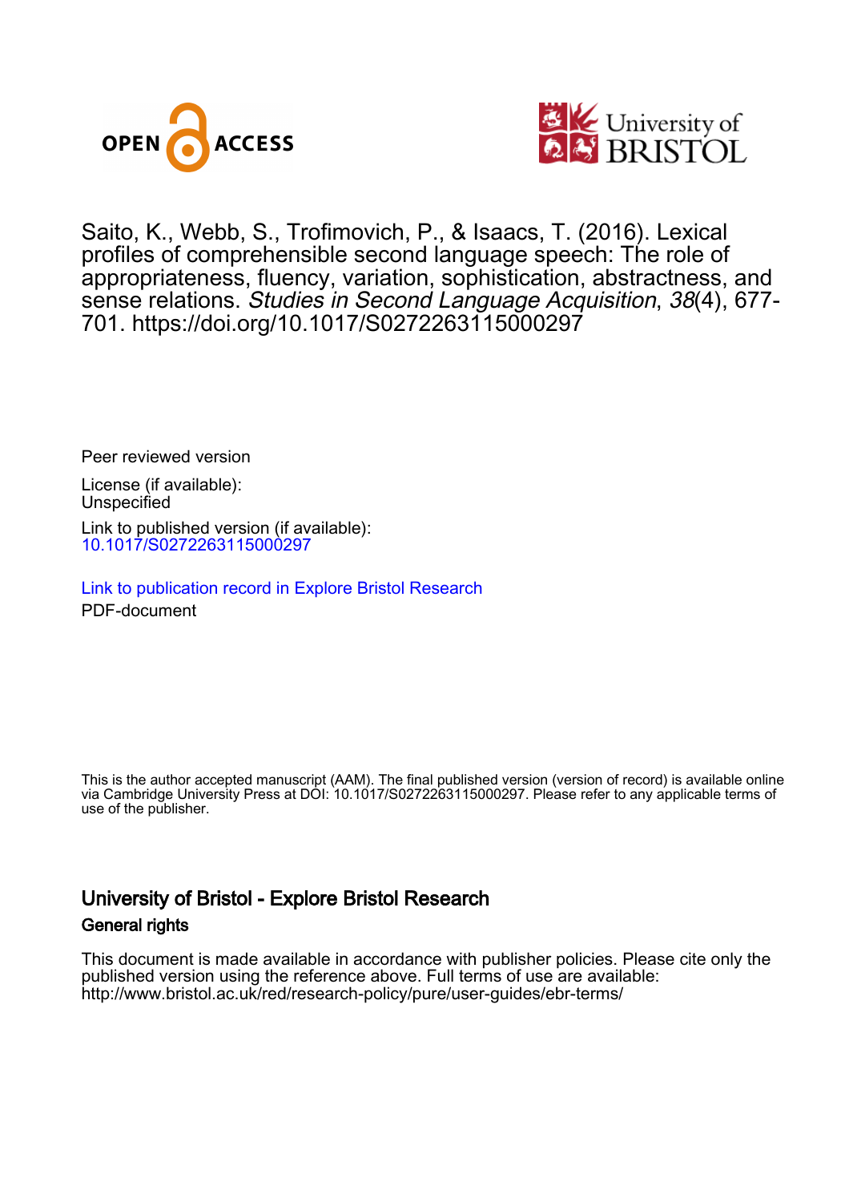Saito, K., Webb, S., Trofimovich, P., & Isaacs, T. (2016). Lexical profiles of comprehensible second language speech: The role of appropriateness, fluency, variation, sophistication, abstractness, and sense relations. *Studies in Second Language Acquisition*, *38*(4), 677-701. https://doi.org/10.1017/S0272263115000297

Peer reviewed version

License (if available):
Unspecified

Link to published version (if available):
10.1017/S0272263115000297

Link to publication record in Explore Bristol Research
PDF-document

This is the author accepted manuscript (AAM). The final published version (version of record) is available online via Cambridge University Press at DOI: 10.1017/S0272263115000297. Please refer to any applicable terms of use of the publisher.

## University of Bristol - Explore Bristol Research

### General rights

This document is made available in accordance with publisher policies. Please cite only the published version using the reference above. Full terms of use are available: http://www.bristol.ac.uk/red/research-policy/pure/user-guides/ebr-terms/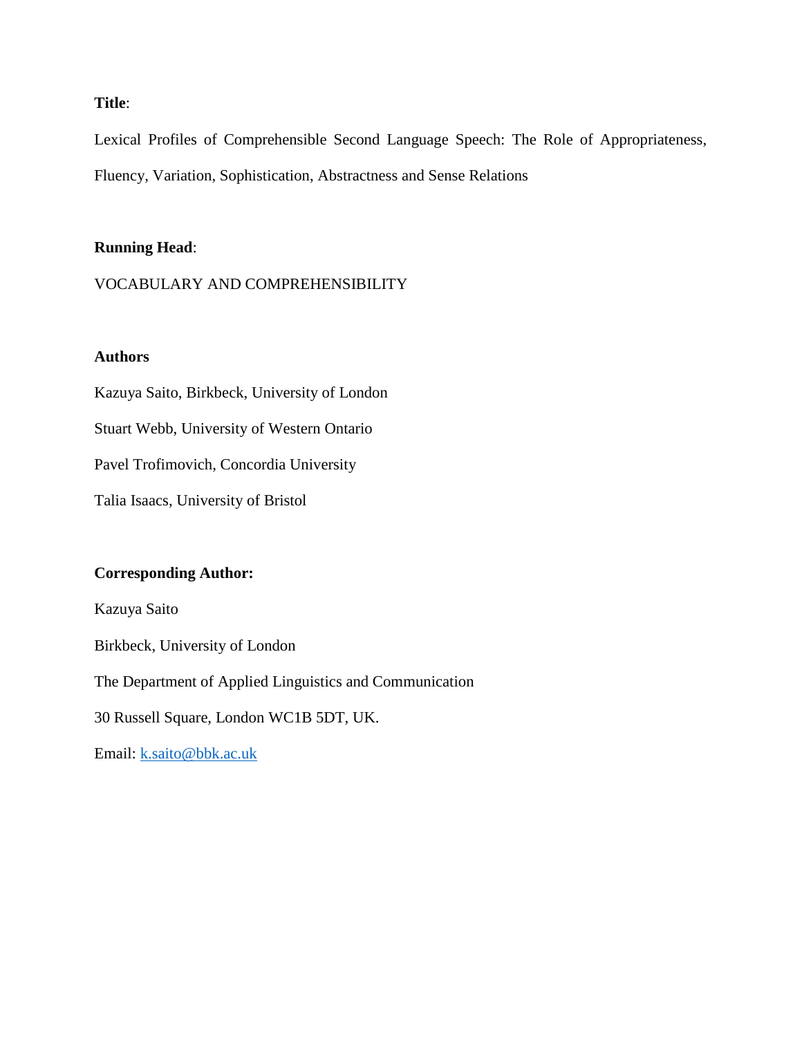**Title**:

Lexical Profiles of Comprehensible Second Language Speech: The Role of Appropriateness, Fluency, Variation, Sophistication, Abstractness and Sense Relations

**Running Head**:

VOCABULARY AND COMPREHENSIBILITY

**Authors**

Kazuya Saito, Birkbeck, University of London

Stuart Webb, University of Western Ontario

Pavel Trofimovich, Concordia University

Talia Isaacs, University of Bristol

**Corresponding Author:**

Kazuya Saito

Birkbeck, University of London

The Department of Applied Linguistics and Communication

30 Russell Square, London WC1B 5DT, UK.

Email: k.saito@bbk.ac.uk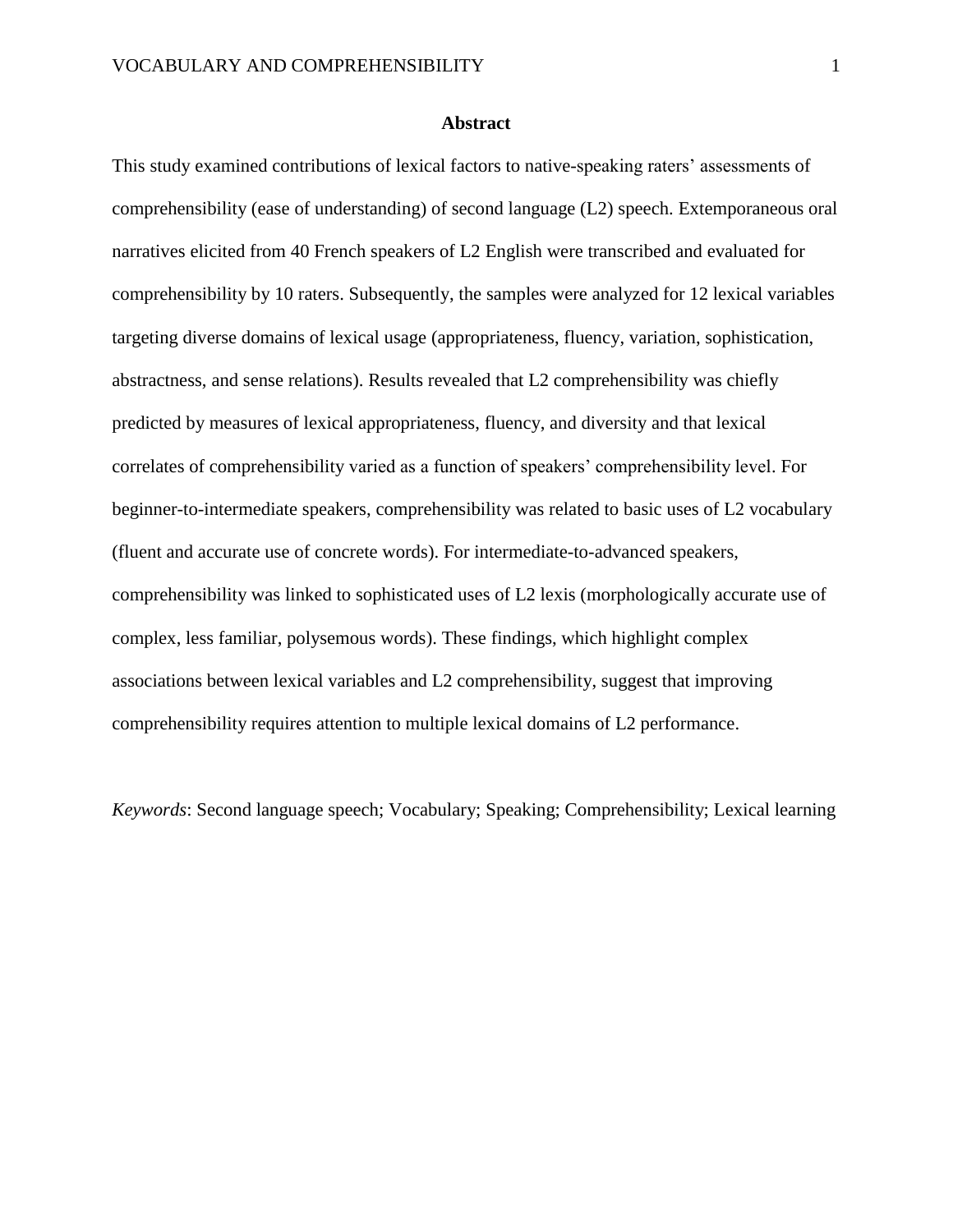## Abstract

This study examined contributions of lexical factors to native-speaking raters' assessments of comprehensibility (ease of understanding) of second language (L2) speech. Extemporaneous oral narratives elicited from 40 French speakers of L2 English were transcribed and evaluated for comprehensibility by 10 raters. Subsequently, the samples were analyzed for 12 lexical variables targeting diverse domains of lexical usage (appropriateness, fluency, variation, sophistication, abstractness, and sense relations). Results revealed that L2 comprehensibility was chiefly predicted by measures of lexical appropriateness, fluency, and diversity and that lexical correlates of comprehensibility varied as a function of speakers' comprehensibility level. For beginner-to-intermediate speakers, comprehensibility was related to basic uses of L2 vocabulary (fluent and accurate use of concrete words). For intermediate-to-advanced speakers, comprehensibility was linked to sophisticated uses of L2 lexis (morphologically accurate use of complex, less familiar, polysemous words). These findings, which highlight complex associations between lexical variables and L2 comprehensibility, suggest that improving comprehensibility requires attention to multiple lexical domains of L2 performance.

*Keywords*: Second language speech; Vocabulary; Speaking; Comprehensibility; Lexical learning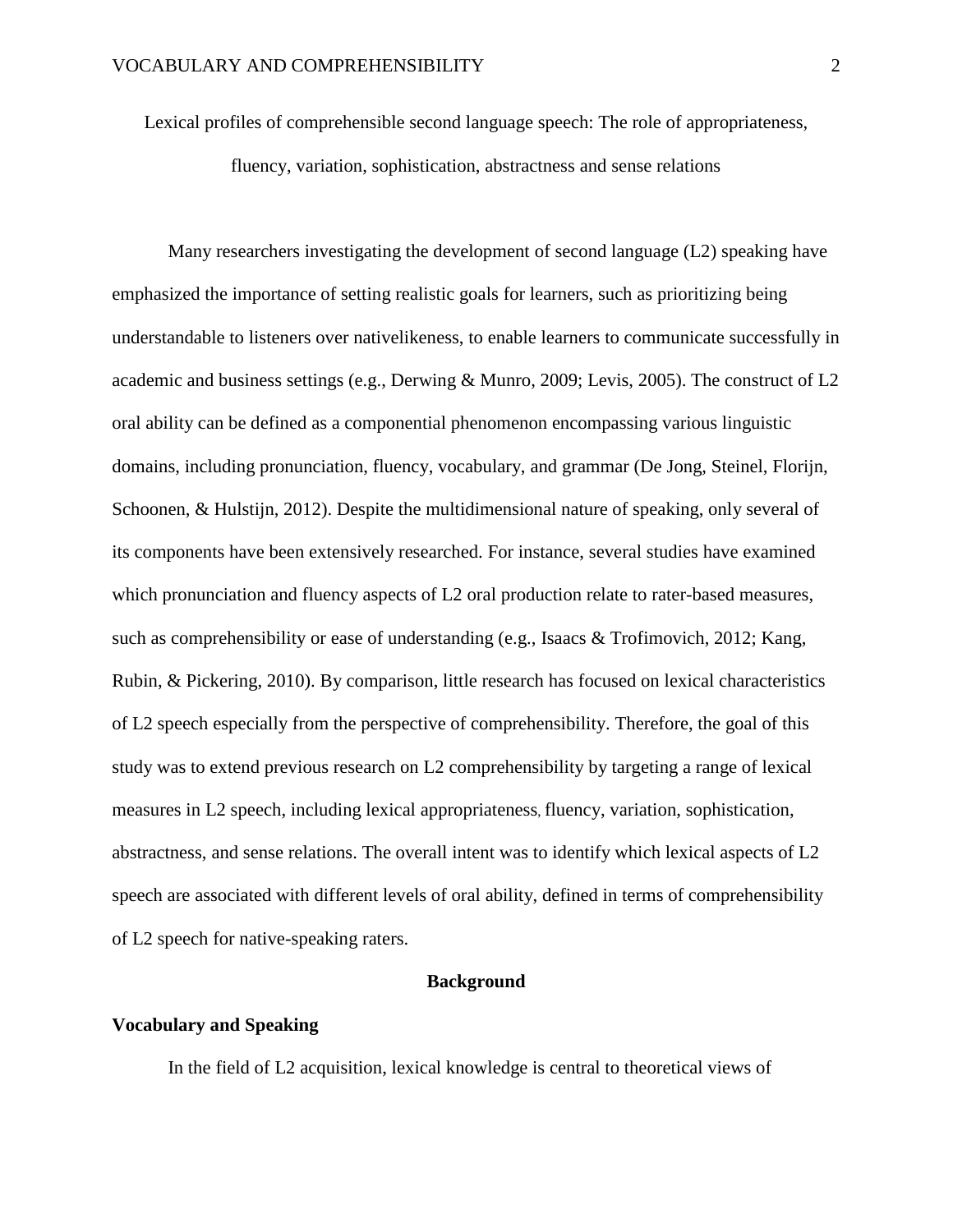# Lexical profiles of comprehensible second language speech: The role of appropriateness, fluency, variation, sophistication, abstractness and sense relations

Many researchers investigating the development of second language (L2) speaking have emphasized the importance of setting realistic goals for learners, such as prioritizing being understandable to listeners over nativelikeness, to enable learners to communicate successfully in academic and business settings (e.g., Derwing & Munro, 2009; Levis, 2005). The construct of L2 oral ability can be defined as a componential phenomenon encompassing various linguistic domains, including pronunciation, fluency, vocabulary, and grammar (De Jong, Steinel, Florijn, Schoonen, & Hulstijn, 2012). Despite the multidimensional nature of speaking, only several of its components have been extensively researched. For instance, several studies have examined which pronunciation and fluency aspects of L2 oral production relate to rater-based measures, such as comprehensibility or ease of understanding (e.g., Isaacs & Trofimovich, 2012; Kang, Rubin, & Pickering, 2010). By comparison, little research has focused on lexical characteristics of L2 speech especially from the perspective of comprehensibility. Therefore, the goal of this study was to extend previous research on L2 comprehensibility by targeting a range of lexical measures in L2 speech, including lexical appropriateness, fluency, variation, sophistication, abstractness, and sense relations. The overall intent was to identify which lexical aspects of L2 speech are associated with different levels of oral ability, defined in terms of comprehensibility of L2 speech for native-speaking raters.

## Background

### Vocabulary and Speaking

In the field of L2 acquisition, lexical knowledge is central to theoretical views of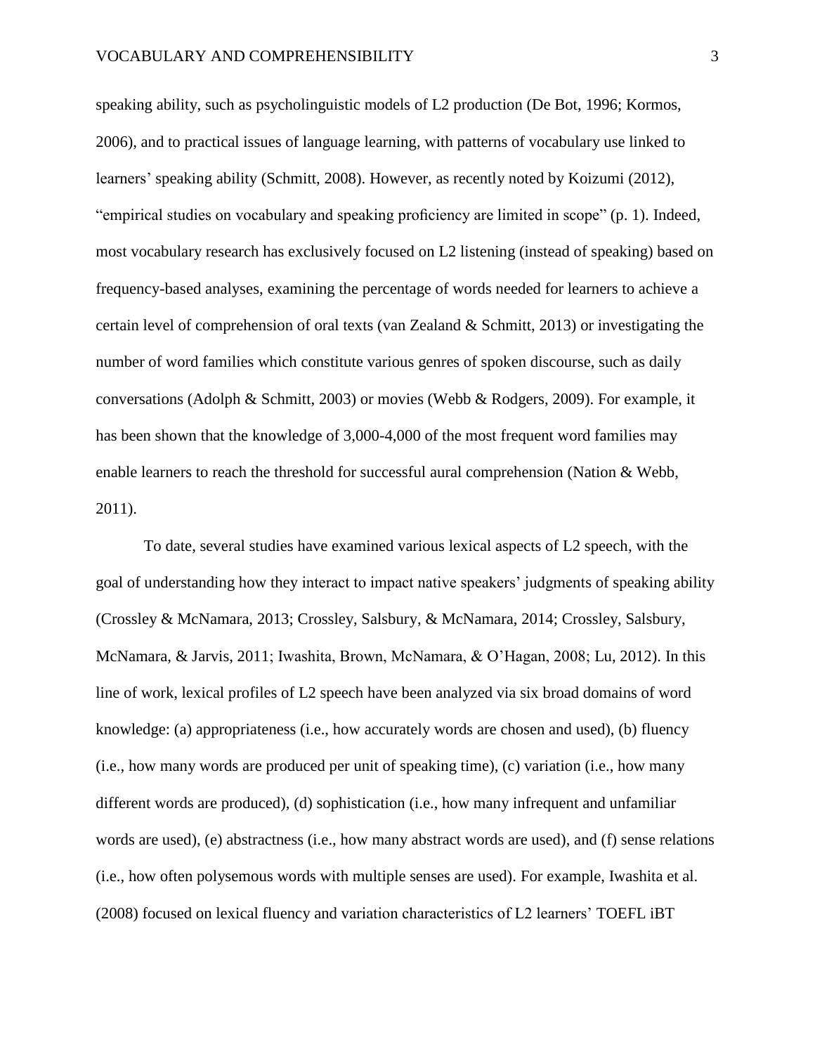speaking ability, such as psycholinguistic models of L2 production (De Bot, 1996; Kormos, 2006), and to practical issues of language learning, with patterns of vocabulary use linked to learners' speaking ability (Schmitt, 2008). However, as recently noted by Koizumi (2012), "empirical studies on vocabulary and speaking proficiency are limited in scope" (p. 1). Indeed, most vocabulary research has exclusively focused on L2 listening (instead of speaking) based on frequency-based analyses, examining the percentage of words needed for learners to achieve a certain level of comprehension of oral texts (van Zealand & Schmitt, 2013) or investigating the number of word families which constitute various genres of spoken discourse, such as daily conversations (Adolph & Schmitt, 2003) or movies (Webb & Rodgers, 2009). For example, it has been shown that the knowledge of 3,000-4,000 of the most frequent word families may enable learners to reach the threshold for successful aural comprehension (Nation & Webb, 2011).

To date, several studies have examined various lexical aspects of L2 speech, with the goal of understanding how they interact to impact native speakers' judgments of speaking ability (Crossley & McNamara, 2013; Crossley, Salsbury, & McNamara, 2014; Crossley, Salsbury, McNamara, & Jarvis, 2011; Iwashita, Brown, McNamara, & O'Hagan, 2008; Lu, 2012). In this line of work, lexical profiles of L2 speech have been analyzed via six broad domains of word knowledge: (a) appropriateness (i.e., how accurately words are chosen and used), (b) fluency (i.e., how many words are produced per unit of speaking time), (c) variation (i.e., how many different words are produced), (d) sophistication (i.e., how many infrequent and unfamiliar words are used), (e) abstractness (i.e., how many abstract words are used), and (f) sense relations (i.e., how often polysemous words with multiple senses are used). For example, Iwashita et al. (2008) focused on lexical fluency and variation characteristics of L2 learners' TOEFL iBT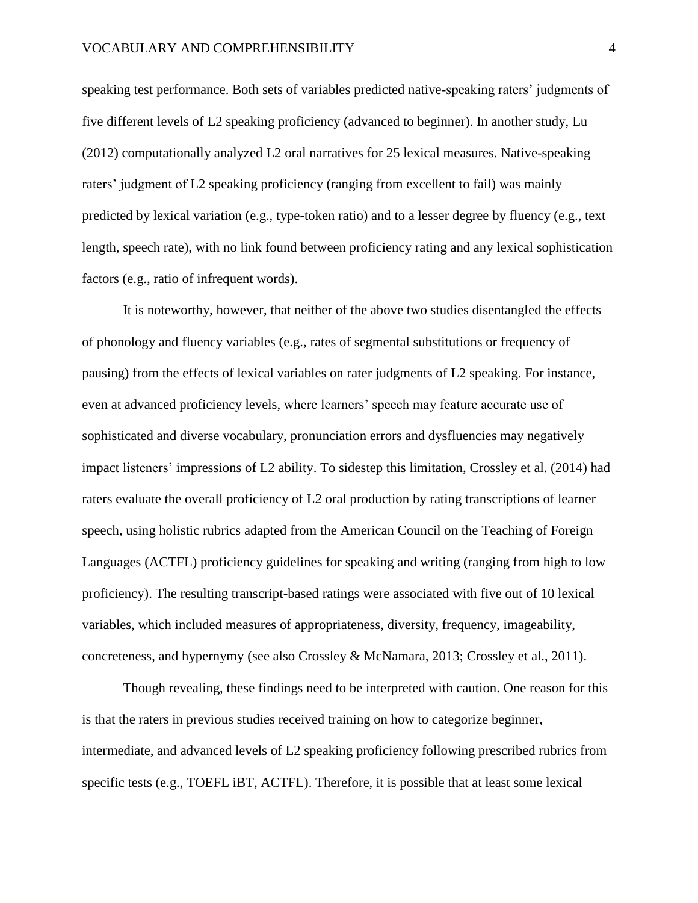speaking test performance. Both sets of variables predicted native-speaking raters' judgments of five different levels of L2 speaking proficiency (advanced to beginner). In another study, Lu (2012) computationally analyzed L2 oral narratives for 25 lexical measures. Native-speaking raters' judgment of L2 speaking proficiency (ranging from excellent to fail) was mainly predicted by lexical variation (e.g., type-token ratio) and to a lesser degree by fluency (e.g., text length, speech rate), with no link found between proficiency rating and any lexical sophistication factors (e.g., ratio of infrequent words).

It is noteworthy, however, that neither of the above two studies disentangled the effects of phonology and fluency variables (e.g., rates of segmental substitutions or frequency of pausing) from the effects of lexical variables on rater judgments of L2 speaking. For instance, even at advanced proficiency levels, where learners' speech may feature accurate use of sophisticated and diverse vocabulary, pronunciation errors and dysfluencies may negatively impact listeners' impressions of L2 ability. To sidestep this limitation, Crossley et al. (2014) had raters evaluate the overall proficiency of L2 oral production by rating transcriptions of learner speech, using holistic rubrics adapted from the American Council on the Teaching of Foreign Languages (ACTFL) proficiency guidelines for speaking and writing (ranging from high to low proficiency). The resulting transcript-based ratings were associated with five out of 10 lexical variables, which included measures of appropriateness, diversity, frequency, imageability, concreteness, and hypernymy (see also Crossley & McNamara, 2013; Crossley et al., 2011).

Though revealing, these findings need to be interpreted with caution. One reason for this is that the raters in previous studies received training on how to categorize beginner, intermediate, and advanced levels of L2 speaking proficiency following prescribed rubrics from specific tests (e.g., TOEFL iBT, ACTFL). Therefore, it is possible that at least some lexical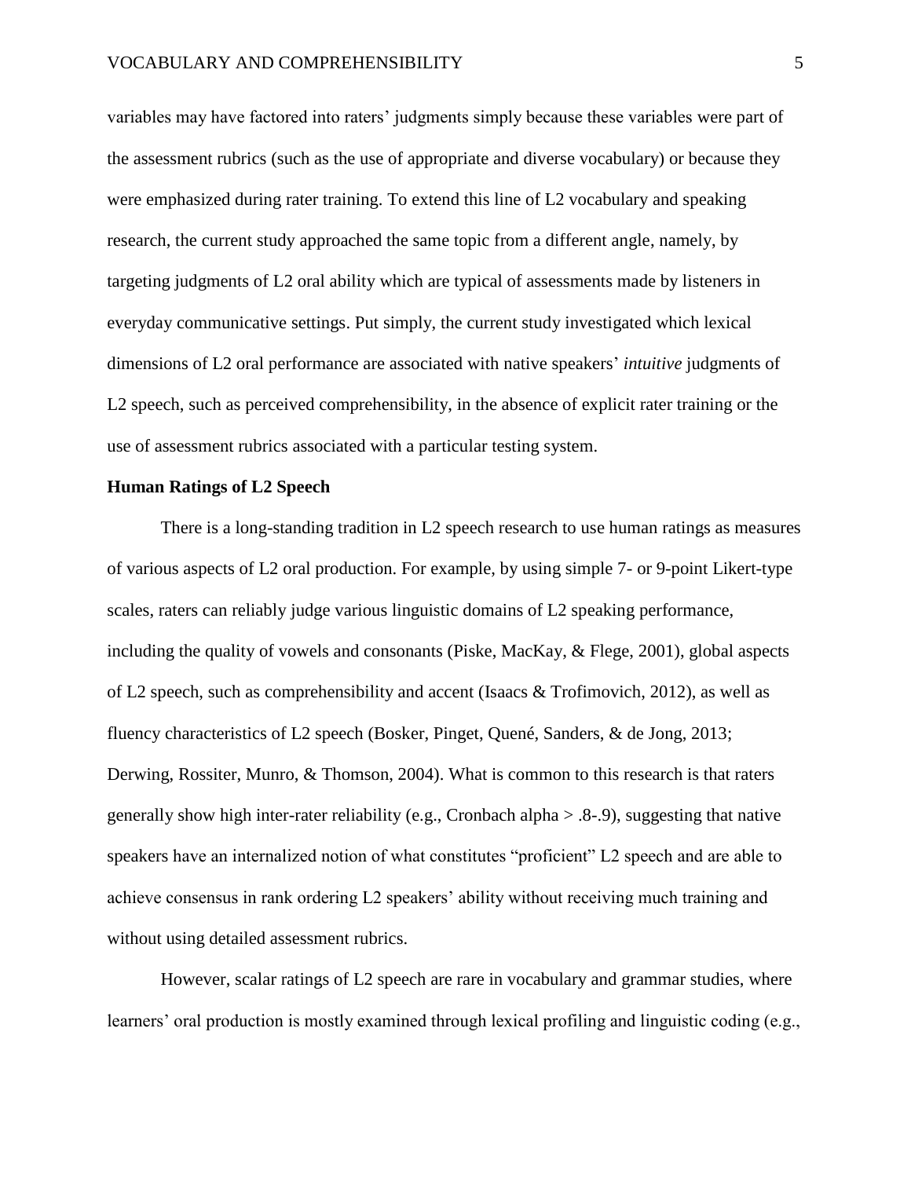variables may have factored into raters' judgments simply because these variables were part of the assessment rubrics (such as the use of appropriate and diverse vocabulary) or because they were emphasized during rater training. To extend this line of L2 vocabulary and speaking research, the current study approached the same topic from a different angle, namely, by targeting judgments of L2 oral ability which are typical of assessments made by listeners in everyday communicative settings. Put simply, the current study investigated which lexical dimensions of L2 oral performance are associated with native speakers' *intuitive* judgments of L2 speech, such as perceived comprehensibility, in the absence of explicit rater training or the use of assessment rubrics associated with a particular testing system.

**Human Ratings of L2 Speech**

There is a long-standing tradition in L2 speech research to use human ratings as measures of various aspects of L2 oral production. For example, by using simple 7- or 9-point Likert-type scales, raters can reliably judge various linguistic domains of L2 speaking performance, including the quality of vowels and consonants (Piske, MacKay, & Flege, 2001), global aspects of L2 speech, such as comprehensibility and accent (Isaacs & Trofimovich, 2012), as well as fluency characteristics of L2 speech (Bosker, Pinget, Quené, Sanders, & de Jong, 2013; Derwing, Rossiter, Munro, & Thomson, 2004). What is common to this research is that raters generally show high inter-rater reliability (e.g., Cronbach alpha > .8-.9), suggesting that native speakers have an internalized notion of what constitutes "proficient" L2 speech and are able to achieve consensus in rank ordering L2 speakers' ability without receiving much training and without using detailed assessment rubrics.

However, scalar ratings of L2 speech are rare in vocabulary and grammar studies, where learners' oral production is mostly examined through lexical profiling and linguistic coding (e.g.,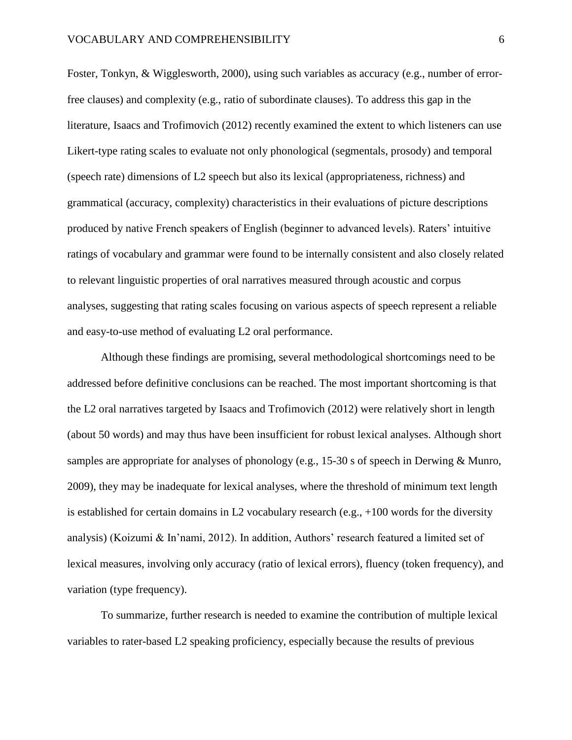Foster, Tonkyn, & Wigglesworth, 2000), using such variables as accuracy (e.g., number of error-free clauses) and complexity (e.g., ratio of subordinate clauses). To address this gap in the literature, Isaacs and Trofimovich (2012) recently examined the extent to which listeners can use Likert-type rating scales to evaluate not only phonological (segmentals, prosody) and temporal (speech rate) dimensions of L2 speech but also its lexical (appropriateness, richness) and grammatical (accuracy, complexity) characteristics in their evaluations of picture descriptions produced by native French speakers of English (beginner to advanced levels). Raters' intuitive ratings of vocabulary and grammar were found to be internally consistent and also closely related to relevant linguistic properties of oral narratives measured through acoustic and corpus analyses, suggesting that rating scales focusing on various aspects of speech represent a reliable and easy-to-use method of evaluating L2 oral performance.

Although these findings are promising, several methodological shortcomings need to be addressed before definitive conclusions can be reached. The most important shortcoming is that the L2 oral narratives targeted by Isaacs and Trofimovich (2012) were relatively short in length (about 50 words) and may thus have been insufficient for robust lexical analyses. Although short samples are appropriate for analyses of phonology (e.g., 15-30 s of speech in Derwing & Munro, 2009), they may be inadequate for lexical analyses, where the threshold of minimum text length is established for certain domains in L2 vocabulary research (e.g., +100 words for the diversity analysis) (Koizumi & In'nami, 2012). In addition, Authors' research featured a limited set of lexical measures, involving only accuracy (ratio of lexical errors), fluency (token frequency), and variation (type frequency).

To summarize, further research is needed to examine the contribution of multiple lexical variables to rater-based L2 speaking proficiency, especially because the results of previous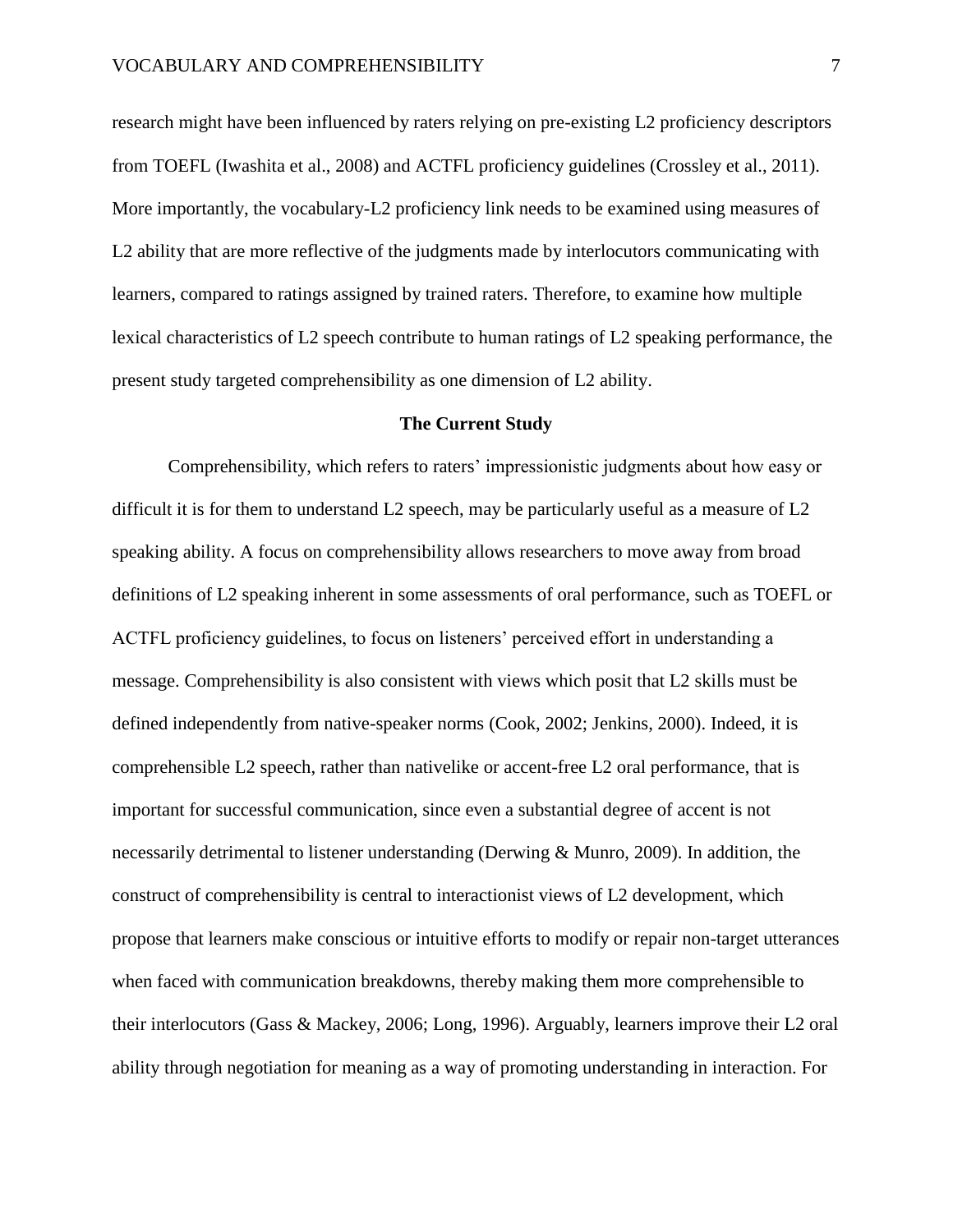research might have been influenced by raters relying on pre-existing L2 proficiency descriptors from TOEFL (Iwashita et al., 2008) and ACTFL proficiency guidelines (Crossley et al., 2011). More importantly, the vocabulary-L2 proficiency link needs to be examined using measures of L2 ability that are more reflective of the judgments made by interlocutors communicating with learners, compared to ratings assigned by trained raters. Therefore, to examine how multiple lexical characteristics of L2 speech contribute to human ratings of L2 speaking performance, the present study targeted comprehensibility as one dimension of L2 ability.

## The Current Study

Comprehensibility, which refers to raters' impressionistic judgments about how easy or difficult it is for them to understand L2 speech, may be particularly useful as a measure of L2 speaking ability. A focus on comprehensibility allows researchers to move away from broad definitions of L2 speaking inherent in some assessments of oral performance, such as TOEFL or ACTFL proficiency guidelines, to focus on listeners' perceived effort in understanding a message. Comprehensibility is also consistent with views which posit that L2 skills must be defined independently from native-speaker norms (Cook, 2002; Jenkins, 2000). Indeed, it is comprehensible L2 speech, rather than nativelike or accent-free L2 oral performance, that is important for successful communication, since even a substantial degree of accent is not necessarily detrimental to listener understanding (Derwing & Munro, 2009). In addition, the construct of comprehensibility is central to interactionist views of L2 development, which propose that learners make conscious or intuitive efforts to modify or repair non-target utterances when faced with communication breakdowns, thereby making them more comprehensible to their interlocutors (Gass & Mackey, 2006; Long, 1996). Arguably, learners improve their L2 oral ability through negotiation for meaning as a way of promoting understanding in interaction. For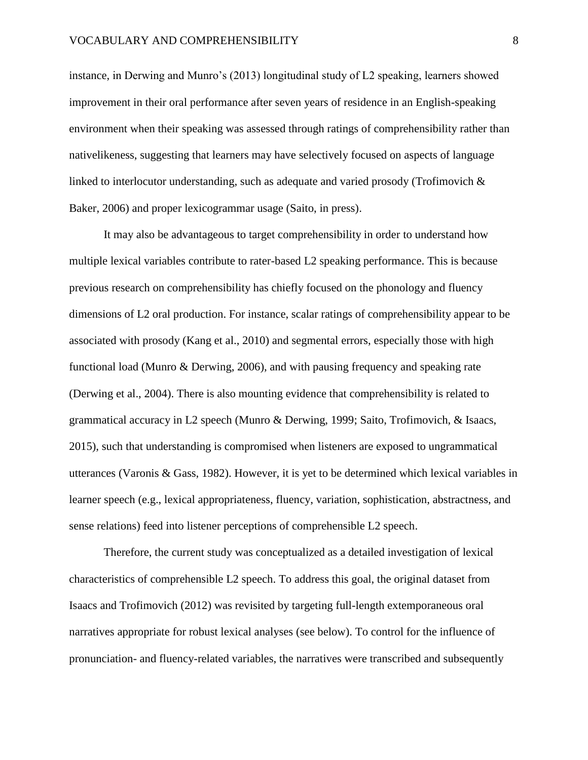instance, in Derwing and Munro's (2013) longitudinal study of L2 speaking, learners showed improvement in their oral performance after seven years of residence in an English-speaking environment when their speaking was assessed through ratings of comprehensibility rather than nativelikeness, suggesting that learners may have selectively focused on aspects of language linked to interlocutor understanding, such as adequate and varied prosody (Trofimovich & Baker, 2006) and proper lexicogrammar usage (Saito, in press).

It may also be advantageous to target comprehensibility in order to understand how multiple lexical variables contribute to rater-based L2 speaking performance. This is because previous research on comprehensibility has chiefly focused on the phonology and fluency dimensions of L2 oral production. For instance, scalar ratings of comprehensibility appear to be associated with prosody (Kang et al., 2010) and segmental errors, especially those with high functional load (Munro & Derwing, 2006), and with pausing frequency and speaking rate (Derwing et al., 2004). There is also mounting evidence that comprehensibility is related to grammatical accuracy in L2 speech (Munro & Derwing, 1999; Saito, Trofimovich, & Isaacs, 2015), such that understanding is compromised when listeners are exposed to ungrammatical utterances (Varonis & Gass, 1982). However, it is yet to be determined which lexical variables in learner speech (e.g., lexical appropriateness, fluency, variation, sophistication, abstractness, and sense relations) feed into listener perceptions of comprehensible L2 speech.

Therefore, the current study was conceptualized as a detailed investigation of lexical characteristics of comprehensible L2 speech. To address this goal, the original dataset from Isaacs and Trofimovich (2012) was revisited by targeting full-length extemporaneous oral narratives appropriate for robust lexical analyses (see below). To control for the influence of pronunciation- and fluency-related variables, the narratives were transcribed and subsequently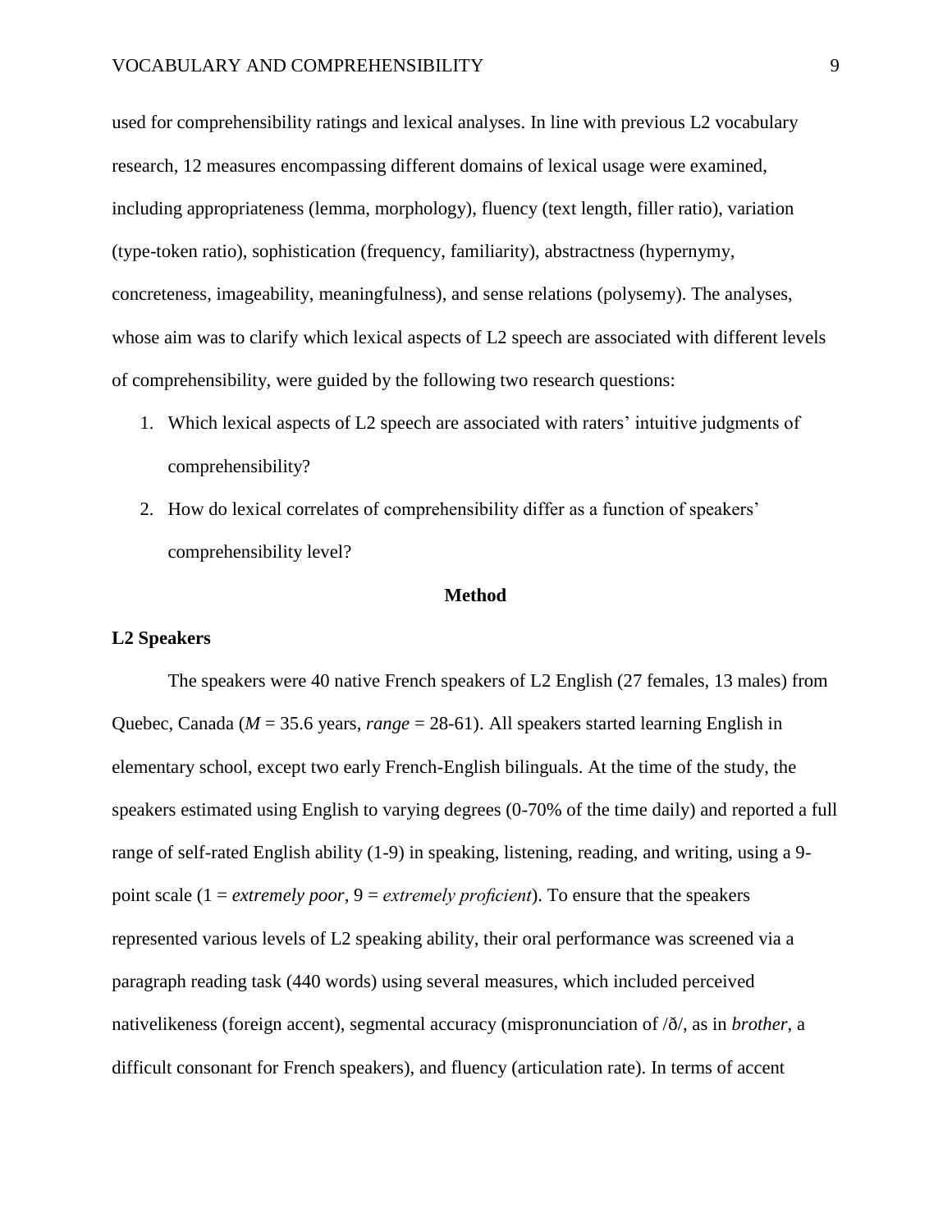used for comprehensibility ratings and lexical analyses. In line with previous L2 vocabulary research, 12 measures encompassing different domains of lexical usage were examined, including appropriateness (lemma, morphology), fluency (text length, filler ratio), variation (type-token ratio), sophistication (frequency, familiarity), abstractness (hypernymy, concreteness, imageability, meaningfulness), and sense relations (polysemy). The analyses, whose aim was to clarify which lexical aspects of L2 speech are associated with different levels of comprehensibility, were guided by the following two research questions:

1. Which lexical aspects of L2 speech are associated with raters' intuitive judgments of comprehensibility?
2. How do lexical correlates of comprehensibility differ as a function of speakers' comprehensibility level?

## Method

### L2 Speakers

The speakers were 40 native French speakers of L2 English (27 females, 13 males) from Quebec, Canada (*M* = 35.6 years, *range* = 28-61). All speakers started learning English in elementary school, except two early French-English bilinguals. At the time of the study, the speakers estimated using English to varying degrees (0-70% of the time daily) and reported a full range of self-rated English ability (1-9) in speaking, listening, reading, and writing, using a 9-point scale (1 = *extremely poor*, 9 = *extremely proficient*). To ensure that the speakers represented various levels of L2 speaking ability, their oral performance was screened via a paragraph reading task (440 words) using several measures, which included perceived nativelikeness (foreign accent), segmental accuracy (mispronunciation of /ð/, as in *brother*, a difficult consonant for French speakers), and fluency (articulation rate). In terms of accent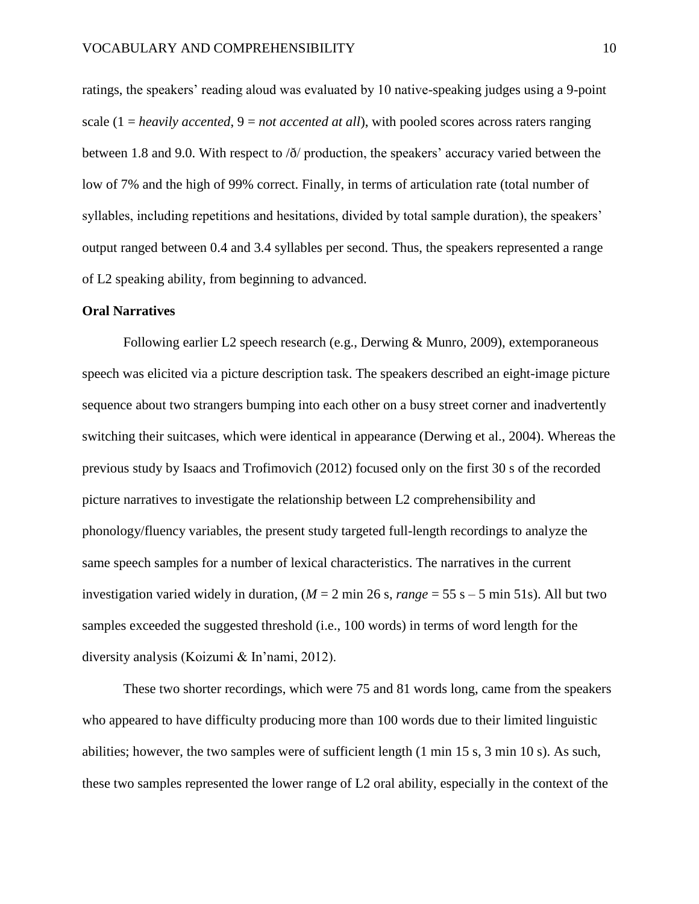ratings, the speakers' reading aloud was evaluated by 10 native-speaking judges using a 9-point scale (1 = *heavily accented*, 9 = *not accented at all*), with pooled scores across raters ranging between 1.8 and 9.0. With respect to /ð/ production, the speakers' accuracy varied between the low of 7% and the high of 99% correct. Finally, in terms of articulation rate (total number of syllables, including repetitions and hesitations, divided by total sample duration), the speakers' output ranged between 0.4 and 3.4 syllables per second. Thus, the speakers represented a range of L2 speaking ability, from beginning to advanced.

**Oral Narratives**

Following earlier L2 speech research (e.g., Derwing & Munro, 2009), extemporaneous speech was elicited via a picture description task. The speakers described an eight-image picture sequence about two strangers bumping into each other on a busy street corner and inadvertently switching their suitcases, which were identical in appearance (Derwing et al., 2004). Whereas the previous study by Isaacs and Trofimovich (2012) focused only on the first 30 s of the recorded picture narratives to investigate the relationship between L2 comprehensibility and phonology/fluency variables, the present study targeted full-length recordings to analyze the same speech samples for a number of lexical characteristics. The narratives in the current investigation varied widely in duration, ($M$ = 2 min 26 s, *range* = 55 s – 5 min 51s). All but two samples exceeded the suggested threshold (i.e., 100 words) in terms of word length for the diversity analysis (Koizumi & In'nami, 2012).

These two shorter recordings, which were 75 and 81 words long, came from the speakers who appeared to have difficulty producing more than 100 words due to their limited linguistic abilities; however, the two samples were of sufficient length (1 min 15 s, 3 min 10 s). As such, these two samples represented the lower range of L2 oral ability, especially in the context of the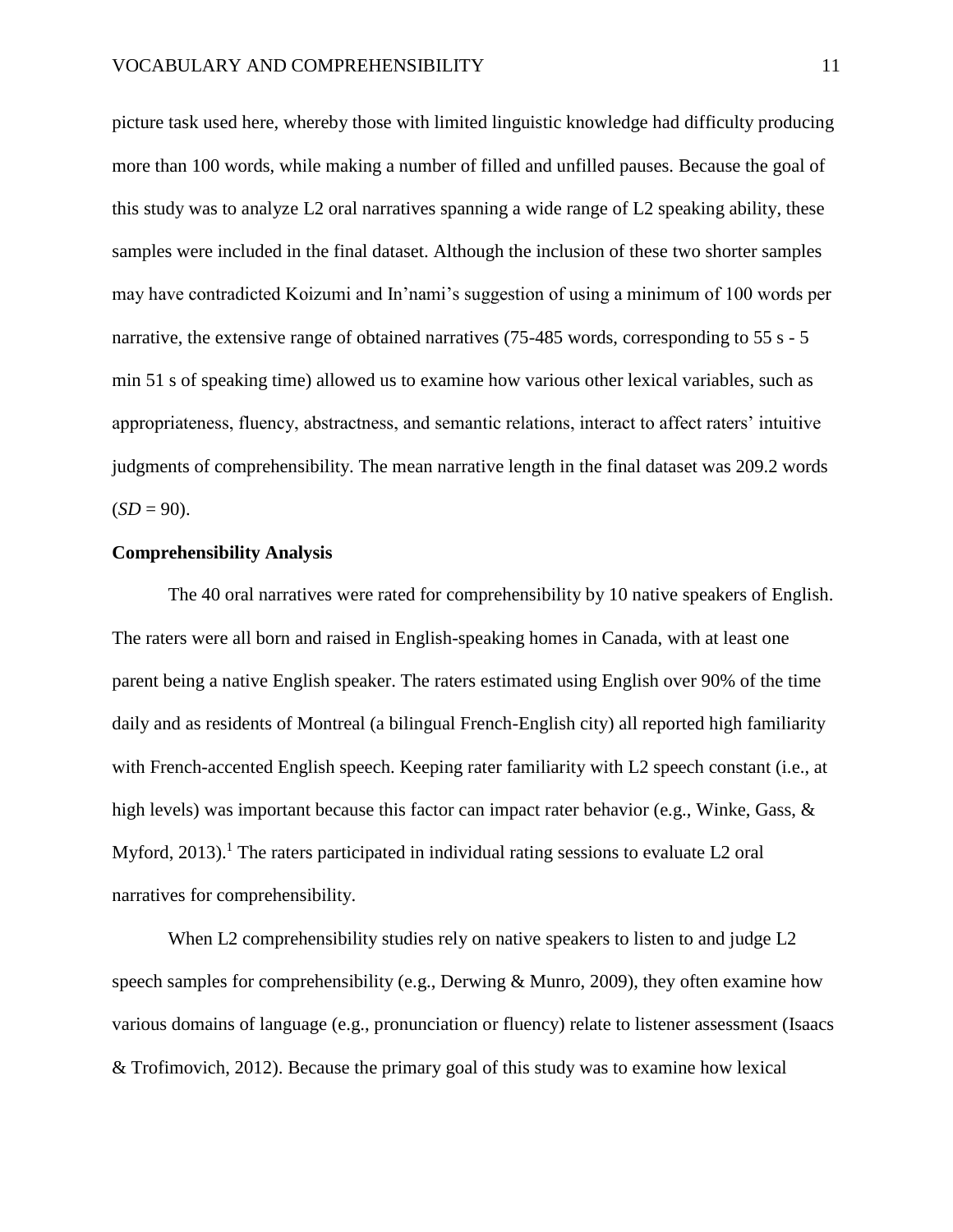picture task used here, whereby those with limited linguistic knowledge had difficulty producing more than 100 words, while making a number of filled and unfilled pauses. Because the goal of this study was to analyze L2 oral narratives spanning a wide range of L2 speaking ability, these samples were included in the final dataset. Although the inclusion of these two shorter samples may have contradicted Koizumi and In'nami's suggestion of using a minimum of 100 words per narrative, the extensive range of obtained narratives (75-485 words, corresponding to 55 s - 5 min 51 s of speaking time) allowed us to examine how various other lexical variables, such as appropriateness, fluency, abstractness, and semantic relations, interact to affect raters' intuitive judgments of comprehensibility. The mean narrative length in the final dataset was 209.2 words (*SD* = 90).

**Comprehensibility Analysis**

The 40 oral narratives were rated for comprehensibility by 10 native speakers of English. The raters were all born and raised in English-speaking homes in Canada, with at least one parent being a native English speaker. The raters estimated using English over 90% of the time daily and as residents of Montreal (a bilingual French-English city) all reported high familiarity with French-accented English speech. Keeping rater familiarity with L2 speech constant (i.e., at high levels) was important because this factor can impact rater behavior (e.g., Winke, Gass, & Myford, 2013).[1] The raters participated in individual rating sessions to evaluate L2 oral narratives for comprehensibility.

When L2 comprehensibility studies rely on native speakers to listen to and judge L2 speech samples for comprehensibility (e.g., Derwing & Munro, 2009), they often examine how various domains of language (e.g., pronunciation or fluency) relate to listener assessment (Isaacs & Trofimovich, 2012). Because the primary goal of this study was to examine how lexical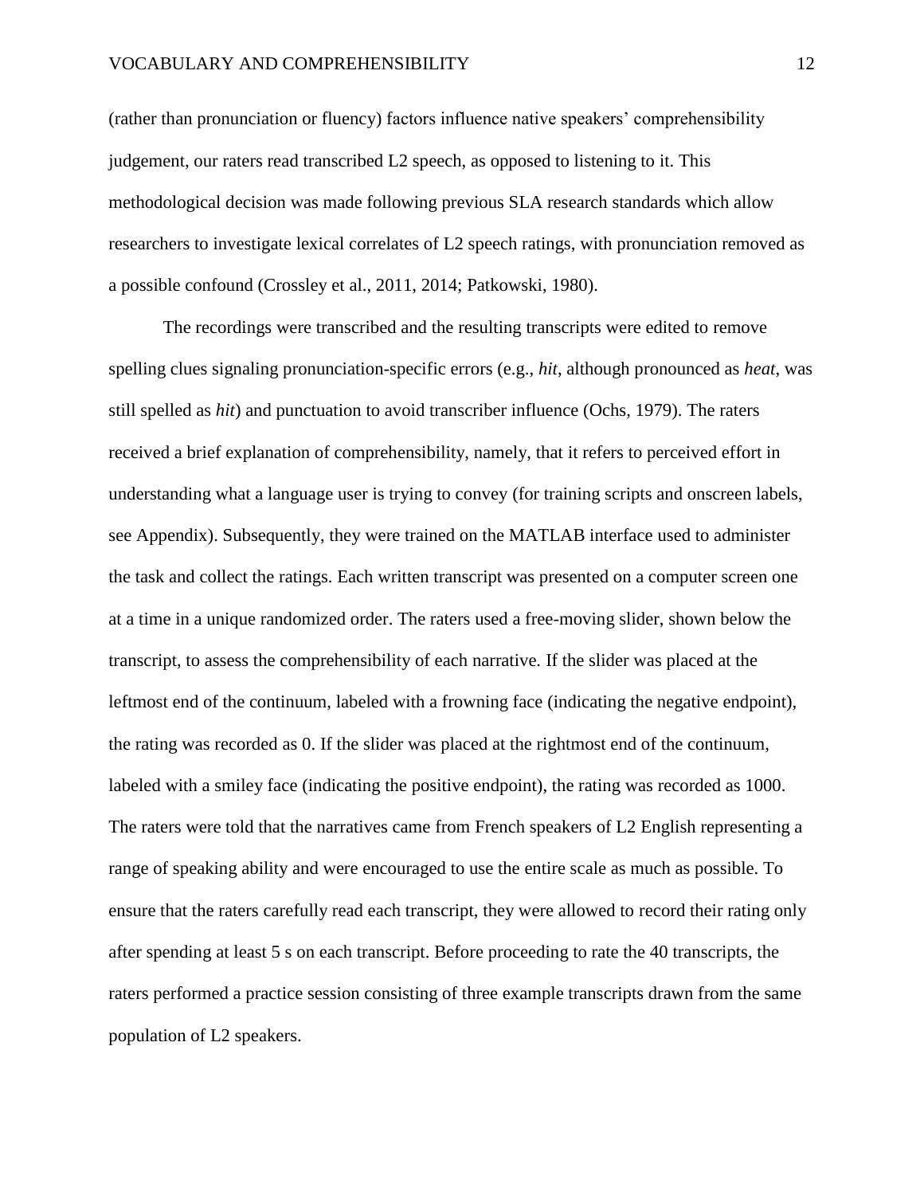(rather than pronunciation or fluency) factors influence native speakers' comprehensibility judgement, our raters read transcribed L2 speech, as opposed to listening to it. This methodological decision was made following previous SLA research standards which allow researchers to investigate lexical correlates of L2 speech ratings, with pronunciation removed as a possible confound (Crossley et al., 2011, 2014; Patkowski, 1980).

The recordings were transcribed and the resulting transcripts were edited to remove spelling clues signaling pronunciation-specific errors (e.g., *hit*, although pronounced as *heat*, was still spelled as *hit*) and punctuation to avoid transcriber influence (Ochs, 1979). The raters received a brief explanation of comprehensibility, namely, that it refers to perceived effort in understanding what a language user is trying to convey (for training scripts and onscreen labels, see Appendix). Subsequently, they were trained on the MATLAB interface used to administer the task and collect the ratings. Each written transcript was presented on a computer screen one at a time in a unique randomized order. The raters used a free-moving slider, shown below the transcript, to assess the comprehensibility of each narrative. If the slider was placed at the leftmost end of the continuum, labeled with a frowning face (indicating the negative endpoint), the rating was recorded as 0. If the slider was placed at the rightmost end of the continuum, labeled with a smiley face (indicating the positive endpoint), the rating was recorded as 1000. The raters were told that the narratives came from French speakers of L2 English representing a range of speaking ability and were encouraged to use the entire scale as much as possible. To ensure that the raters carefully read each transcript, they were allowed to record their rating only after spending at least 5 s on each transcript. Before proceeding to rate the 40 transcripts, the raters performed a practice session consisting of three example transcripts drawn from the same population of L2 speakers.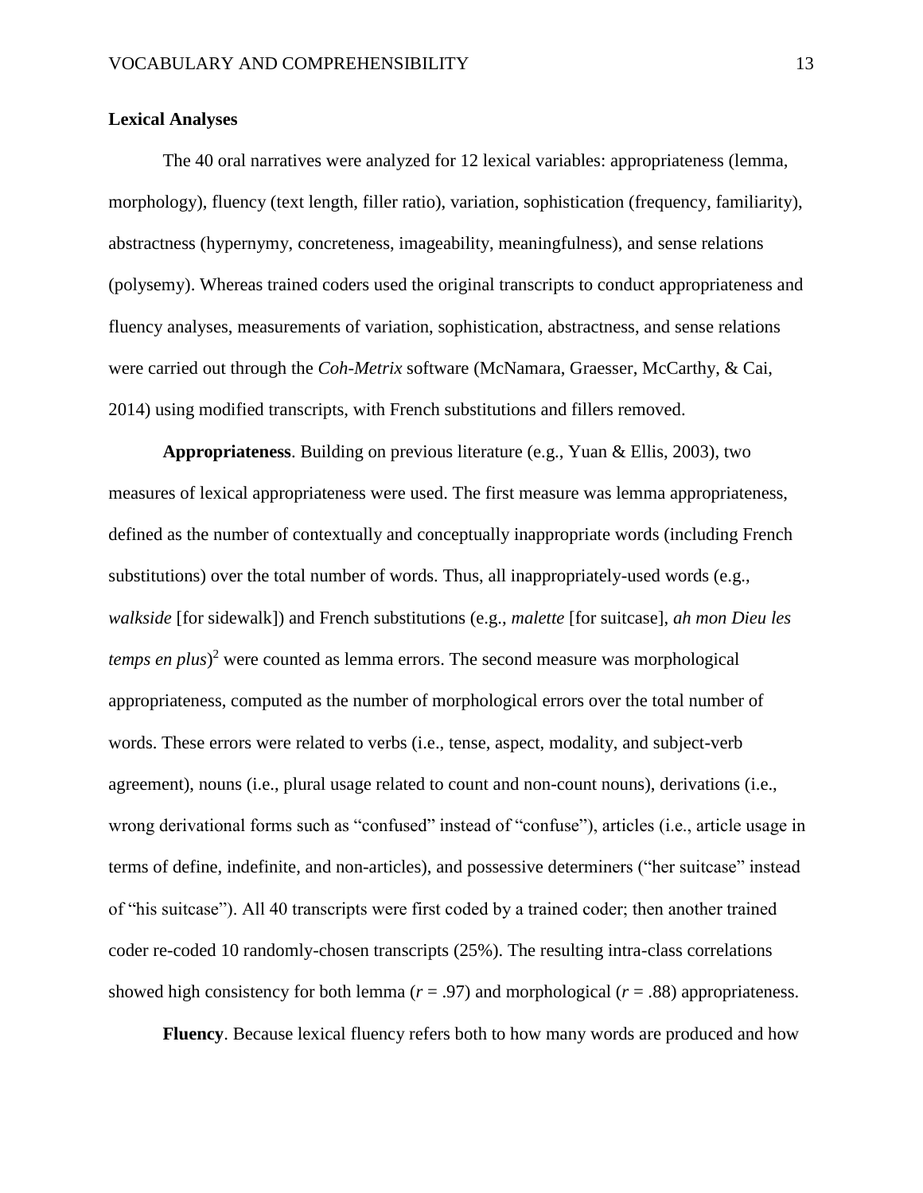### Lexical Analyses

The 40 oral narratives were analyzed for 12 lexical variables: appropriateness (lemma, morphology), fluency (text length, filler ratio), variation, sophistication (frequency, familiarity), abstractness (hypernymy, concreteness, imageability, meaningfulness), and sense relations (polysemy). Whereas trained coders used the original transcripts to conduct appropriateness and fluency analyses, measurements of variation, sophistication, abstractness, and sense relations were carried out through the *Coh-Metrix* software (McNamara, Graesser, McCarthy, & Cai, 2014) using modified transcripts, with French substitutions and fillers removed.

**Appropriateness**. Building on previous literature (e.g., Yuan & Ellis, 2003), two measures of lexical appropriateness were used. The first measure was lemma appropriateness, defined as the number of contextually and conceptually inappropriate words (including French substitutions) over the total number of words. Thus, all inappropriately-used words (e.g., *walkside* [for sidewalk]) and French substitutions (e.g., *malette* [for suitcase], *ah mon Dieu les temps en plus*)[2] were counted as lemma errors. The second measure was morphological appropriateness, computed as the number of morphological errors over the total number of words. These errors were related to verbs (i.e., tense, aspect, modality, and subject-verb agreement), nouns (i.e., plural usage related to count and non-count nouns), derivations (i.e., wrong derivational forms such as "confused" instead of "confuse"), articles (i.e., article usage in terms of define, indefinite, and non-articles), and possessive determiners ("her suitcase" instead of "his suitcase"). All 40 transcripts were first coded by a trained coder; then another trained coder re-coded 10 randomly-chosen transcripts (25%). The resulting intra-class correlations showed high consistency for both lemma ($r$ = .97) and morphological ($r$ = .88) appropriateness.

**Fluency**. Because lexical fluency refers both to how many words are produced and how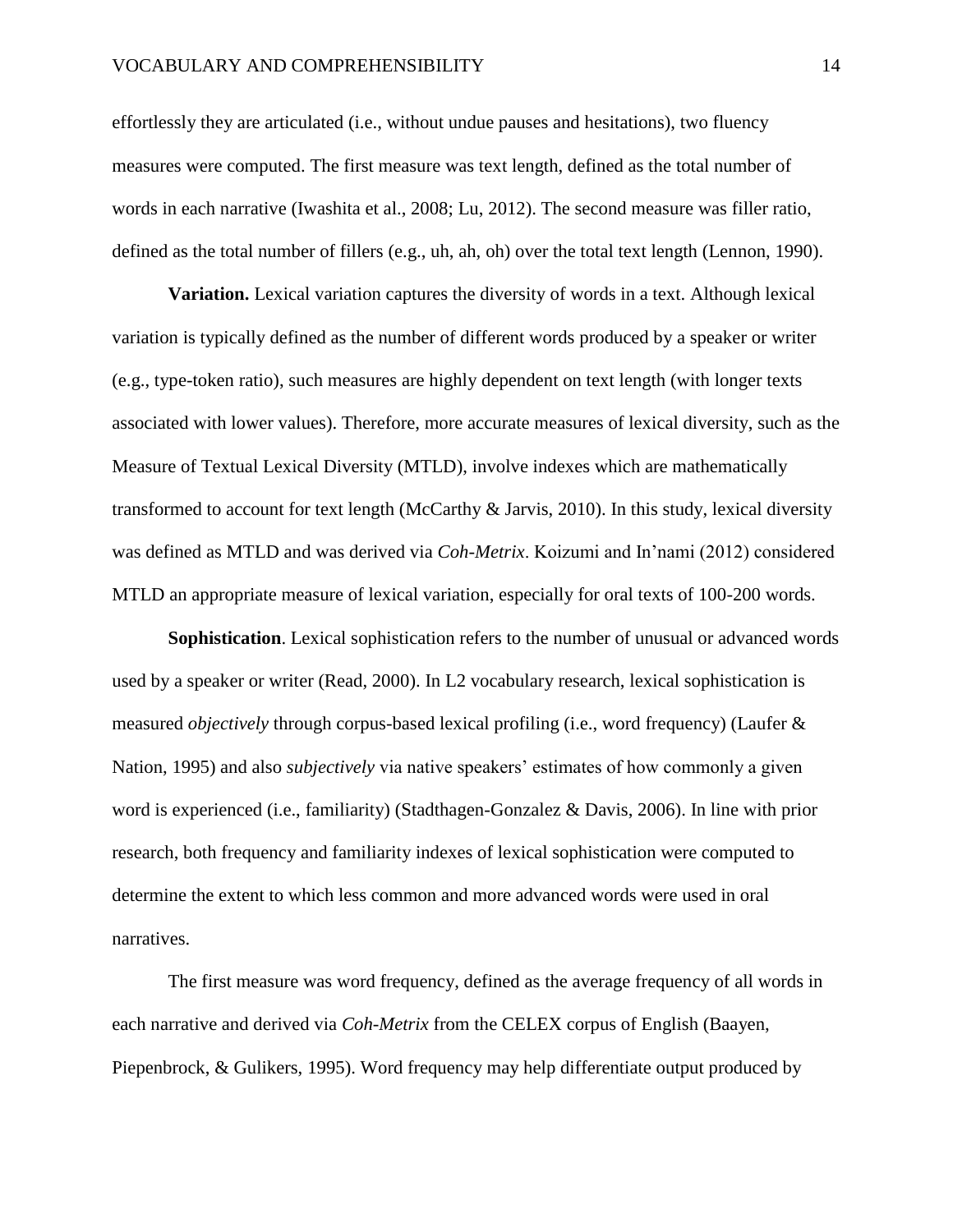effortlessly they are articulated (i.e., without undue pauses and hesitations), two fluency measures were computed. The first measure was text length, defined as the total number of words in each narrative (Iwashita et al., 2008; Lu, 2012). The second measure was filler ratio, defined as the total number of fillers (e.g., uh, ah, oh) over the total text length (Lennon, 1990).

**Variation.** Lexical variation captures the diversity of words in a text. Although lexical variation is typically defined as the number of different words produced by a speaker or writer (e.g., type-token ratio), such measures are highly dependent on text length (with longer texts associated with lower values). Therefore, more accurate measures of lexical diversity, such as the Measure of Textual Lexical Diversity (MTLD), involve indexes which are mathematically transformed to account for text length (McCarthy & Jarvis, 2010). In this study, lexical diversity was defined as MTLD and was derived via *Coh-Metrix*. Koizumi and In'nami (2012) considered MTLD an appropriate measure of lexical variation, especially for oral texts of 100-200 words.

**Sophistication**. Lexical sophistication refers to the number of unusual or advanced words used by a speaker or writer (Read, 2000). In L2 vocabulary research, lexical sophistication is measured *objectively* through corpus-based lexical profiling (i.e., word frequency) (Laufer & Nation, 1995) and also *subjectively* via native speakers' estimates of how commonly a given word is experienced (i.e., familiarity) (Stadthagen-Gonzalez & Davis, 2006). In line with prior research, both frequency and familiarity indexes of lexical sophistication were computed to determine the extent to which less common and more advanced words were used in oral narratives.

The first measure was word frequency, defined as the average frequency of all words in each narrative and derived via *Coh-Metrix* from the CELEX corpus of English (Baayen, Piepenbrock, & Gulikers, 1995). Word frequency may help differentiate output produced by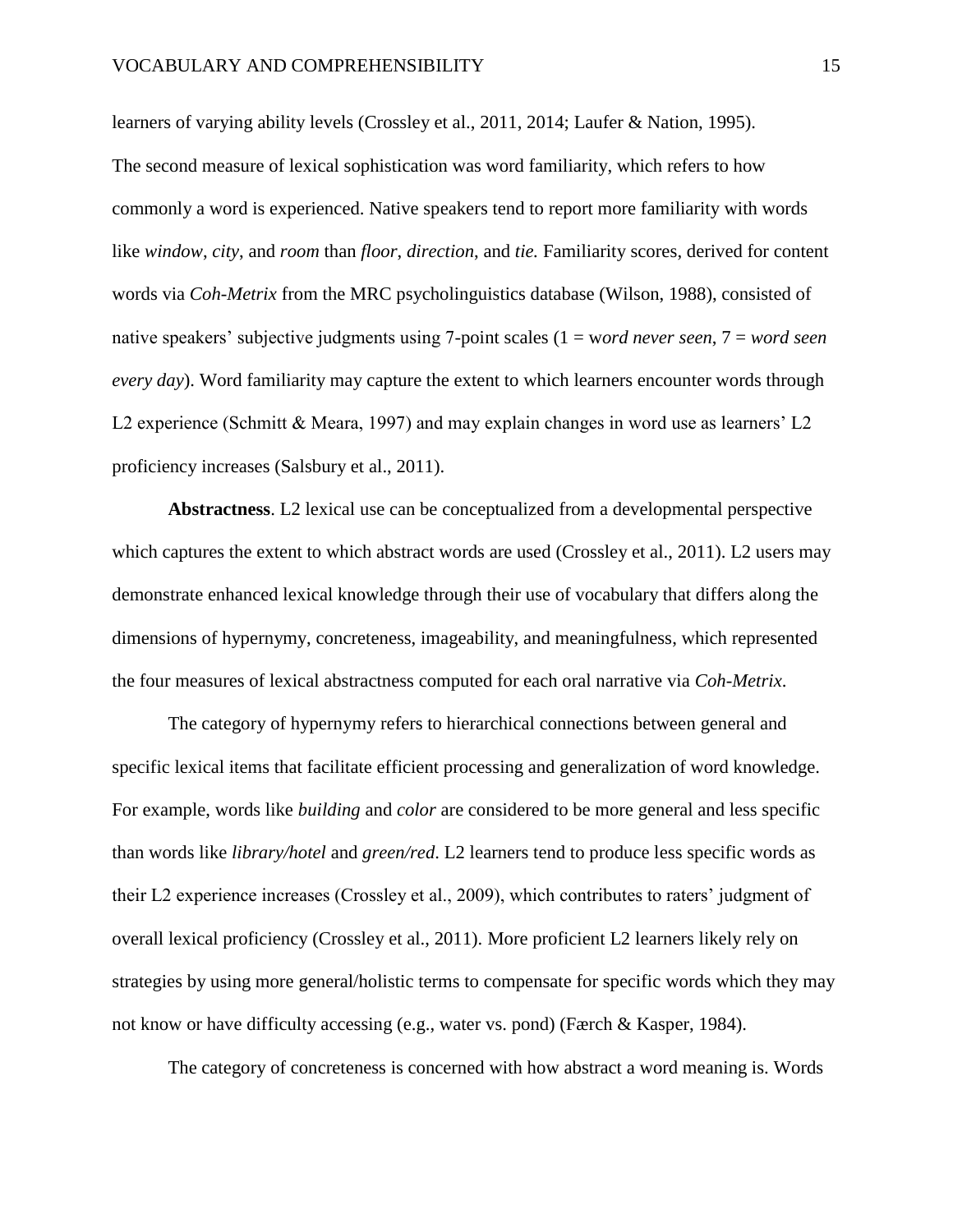learners of varying ability levels (Crossley et al., 2011, 2014; Laufer & Nation, 1995).
The second measure of lexical sophistication was word familiarity, which refers to how commonly a word is experienced. Native speakers tend to report more familiarity with words like *window*, *city*, and *room* than *floor*, *direction*, and *tie.* Familiarity scores, derived for content words via *Coh-Metrix* from the MRC psycholinguistics database (Wilson, 1988), consisted of native speakers' subjective judgments using 7-point scales (1 = w*ord never seen*, 7 = *word seen every day*). Word familiarity may capture the extent to which learners encounter words through L2 experience (Schmitt & Meara, 1997) and may explain changes in word use as learners' L2 proficiency increases (Salsbury et al., 2011).

**Abstractness**. L2 lexical use can be conceptualized from a developmental perspective which captures the extent to which abstract words are used (Crossley et al., 2011). L2 users may demonstrate enhanced lexical knowledge through their use of vocabulary that differs along the dimensions of hypernymy, concreteness, imageability, and meaningfulness, which represented the four measures of lexical abstractness computed for each oral narrative via *Coh-Metrix*.

The category of hypernymy refers to hierarchical connections between general and specific lexical items that facilitate efficient processing and generalization of word knowledge. For example, words like *building* and *color* are considered to be more general and less specific than words like *library/hotel* and *green/red*. L2 learners tend to produce less specific words as their L2 experience increases (Crossley et al., 2009), which contributes to raters' judgment of overall lexical proficiency (Crossley et al., 2011). More proficient L2 learners likely rely on strategies by using more general/holistic terms to compensate for specific words which they may not know or have difficulty accessing (e.g., water vs. pond) (Færch & Kasper, 1984).

The category of concreteness is concerned with how abstract a word meaning is. Words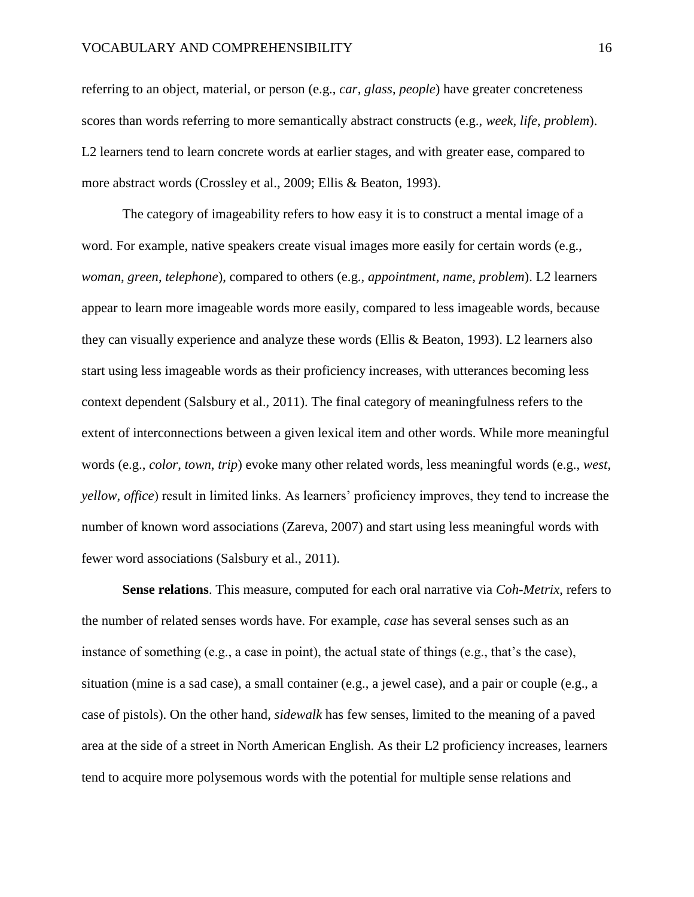referring to an object, material, or person (e.g., *car*, *glass*, *people*) have greater concreteness scores than words referring to more semantically abstract constructs (e.g., *week*, *life*, *problem*). L2 learners tend to learn concrete words at earlier stages, and with greater ease, compared to more abstract words (Crossley et al., 2009; Ellis & Beaton, 1993).

The category of imageability refers to how easy it is to construct a mental image of a word. For example, native speakers create visual images more easily for certain words (e.g., *woman*, *green*, *telephone*), compared to others (e.g., *appointment*, *name*, *problem*). L2 learners appear to learn more imageable words more easily, compared to less imageable words, because they can visually experience and analyze these words (Ellis & Beaton, 1993). L2 learners also start using less imageable words as their proficiency increases, with utterances becoming less context dependent (Salsbury et al., 2011). The final category of meaningfulness refers to the extent of interconnections between a given lexical item and other words. While more meaningful words (e.g., *color*, *town*, *trip*) evoke many other related words, less meaningful words (e.g., *west*, *yellow*, *office*) result in limited links. As learners' proficiency improves, they tend to increase the number of known word associations (Zareva, 2007) and start using less meaningful words with fewer word associations (Salsbury et al., 2011).

**Sense relations**. This measure, computed for each oral narrative via *Coh-Metrix*, refers to the number of related senses words have. For example, *case* has several senses such as an instance of something (e.g., a case in point), the actual state of things (e.g., that's the case), situation (mine is a sad case), a small container (e.g., a jewel case), and a pair or couple (e.g., a case of pistols). On the other hand, *sidewalk* has few senses, limited to the meaning of a paved area at the side of a street in North American English. As their L2 proficiency increases, learners tend to acquire more polysemous words with the potential for multiple sense relations and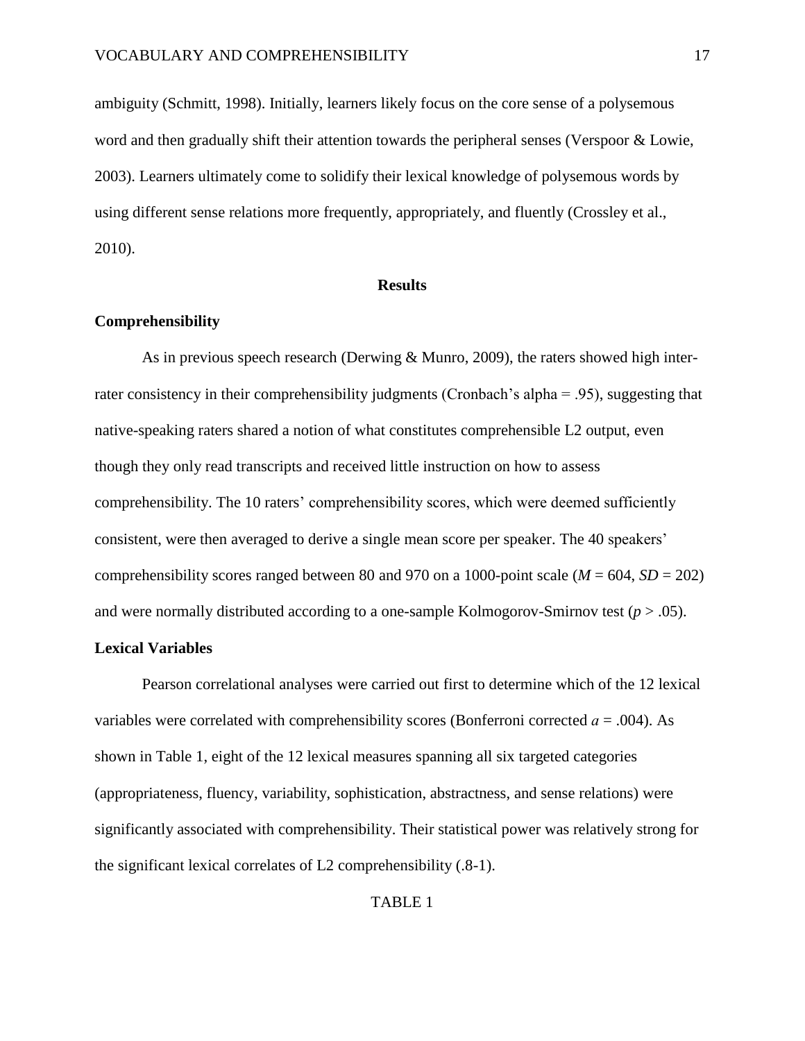ambiguity (Schmitt, 1998). Initially, learners likely focus on the core sense of a polysemous word and then gradually shift their attention towards the peripheral senses (Verspoor & Lowie, 2003). Learners ultimately come to solidify their lexical knowledge of polysemous words by using different sense relations more frequently, appropriately, and fluently (Crossley et al., 2010).

## Results

### Comprehensibility

As in previous speech research (Derwing & Munro, 2009), the raters showed high inter-rater consistency in their comprehensibility judgments (Cronbach's alpha = .95), suggesting that native-speaking raters shared a notion of what constitutes comprehensible L2 output, even though they only read transcripts and received little instruction on how to assess comprehensibility. The 10 raters' comprehensibility scores, which were deemed sufficiently consistent, were then averaged to derive a single mean score per speaker. The 40 speakers' comprehensibility scores ranged between 80 and 970 on a 1000-point scale ($M = 604$, $SD = 202$) and were normally distributed according to a one-sample Kolmogorov-Smirnov test ($p > .05$).

### Lexical Variables

Pearson correlational analyses were carried out first to determine which of the 12 lexical variables were correlated with comprehensibility scores (Bonferroni corrected $a = .004$). As shown in Table 1, eight of the 12 lexical measures spanning all six targeted categories (appropriateness, fluency, variability, sophistication, abstractness, and sense relations) were significantly associated with comprehensibility. Their statistical power was relatively strong for the significant lexical correlates of L2 comprehensibility (.8-1).

TABLE 1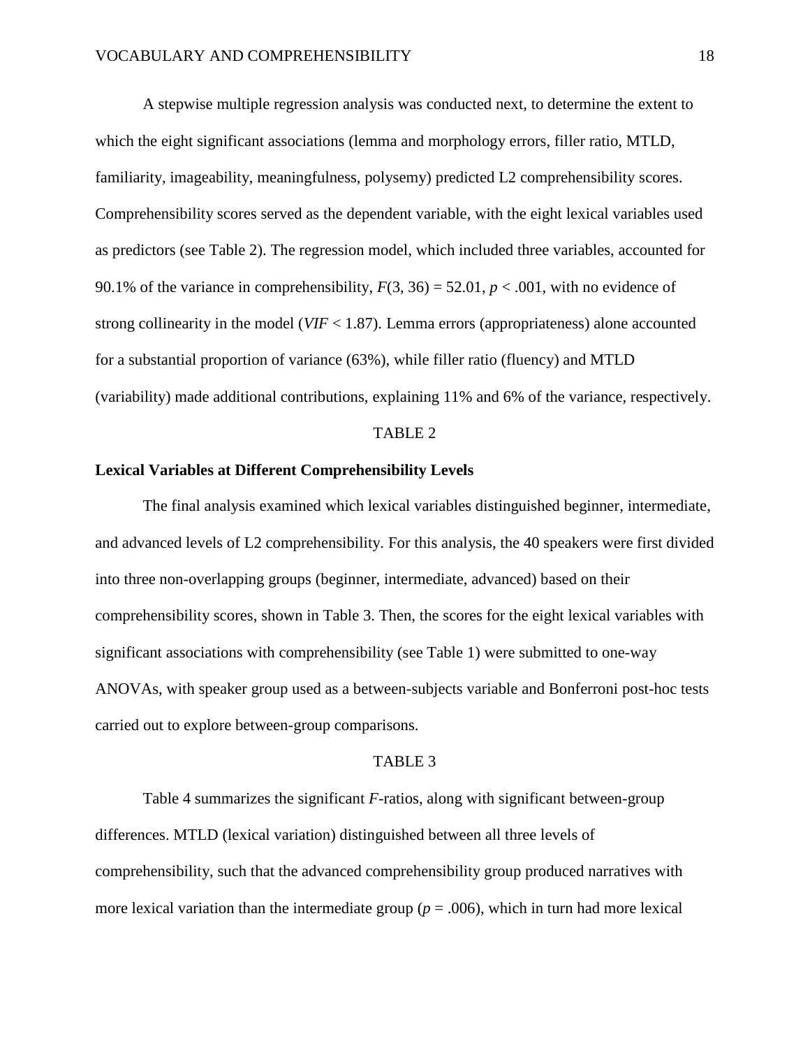A stepwise multiple regression analysis was conducted next, to determine the extent to which the eight significant associations (lemma and morphology errors, filler ratio, MTLD, familiarity, imageability, meaningfulness, polysemy) predicted L2 comprehensibility scores. Comprehensibility scores served as the dependent variable, with the eight lexical variables used as predictors (see Table 2). The regression model, which included three variables, accounted for 90.1% of the variance in comprehensibility, $F(3, 36) = 52.01$, $p < .001$, with no evidence of strong collinearity in the model ($VIF < 1.87$). Lemma errors (appropriateness) alone accounted for a substantial proportion of variance (63%), while filler ratio (fluency) and MTLD (variability) made additional contributions, explaining 11% and 6% of the variance, respectively.

TABLE 2

## Lexical Variables at Different Comprehensibility Levels

The final analysis examined which lexical variables distinguished beginner, intermediate, and advanced levels of L2 comprehensibility. For this analysis, the 40 speakers were first divided into three non-overlapping groups (beginner, intermediate, advanced) based on their comprehensibility scores, shown in Table 3. Then, the scores for the eight lexical variables with significant associations with comprehensibility (see Table 1) were submitted to one-way ANOVAs, with speaker group used as a between-subjects variable and Bonferroni post-hoc tests carried out to explore between-group comparisons.

TABLE 3

Table 4 summarizes the significant *F*-ratios, along with significant between-group differences. MTLD (lexical variation) distinguished between all three levels of comprehensibility, such that the advanced comprehensibility group produced narratives with more lexical variation than the intermediate group ($p = .006$), which in turn had more lexical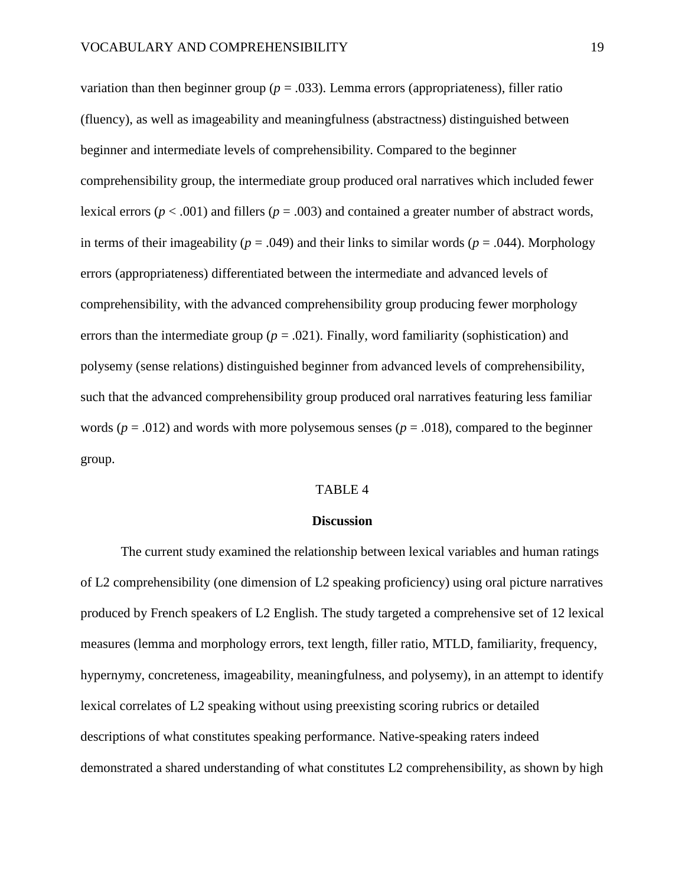variation than then beginner group ($p$ = .033). Lemma errors (appropriateness), filler ratio (fluency), as well as imageability and meaningfulness (abstractness) distinguished between beginner and intermediate levels of comprehensibility. Compared to the beginner comprehensibility group, the intermediate group produced oral narratives which included fewer lexical errors ($p$ < .001) and fillers ($p$ = .003) and contained a greater number of abstract words, in terms of their imageability ($p$ = .049) and their links to similar words ($p$ = .044). Morphology errors (appropriateness) differentiated between the intermediate and advanced levels of comprehensibility, with the advanced comprehensibility group producing fewer morphology errors than the intermediate group ($p$ = .021). Finally, word familiarity (sophistication) and polysemy (sense relations) distinguished beginner from advanced levels of comprehensibility, such that the advanced comprehensibility group produced oral narratives featuring less familiar words ($p$ = .012) and words with more polysemous senses ($p$ = .018), compared to the beginner group.

TABLE 4

## Discussion

The current study examined the relationship between lexical variables and human ratings of L2 comprehensibility (one dimension of L2 speaking proficiency) using oral picture narratives produced by French speakers of L2 English. The study targeted a comprehensive set of 12 lexical measures (lemma and morphology errors, text length, filler ratio, MTLD, familiarity, frequency, hypernymy, concreteness, imageability, meaningfulness, and polysemy), in an attempt to identify lexical correlates of L2 speaking without using preexisting scoring rubrics or detailed descriptions of what constitutes speaking performance. Native-speaking raters indeed demonstrated a shared understanding of what constitutes L2 comprehensibility, as shown by high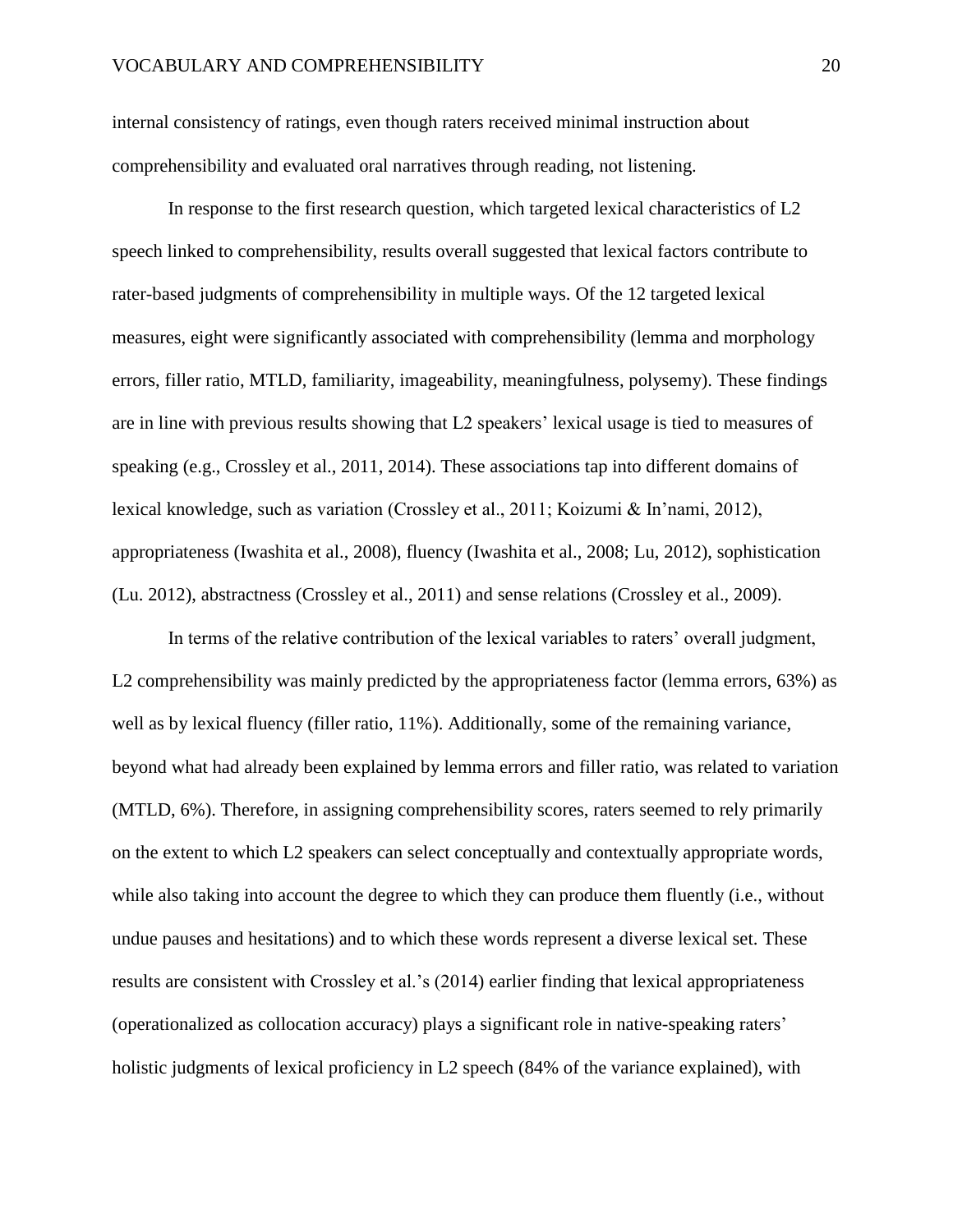internal consistency of ratings, even though raters received minimal instruction about comprehensibility and evaluated oral narratives through reading, not listening.

In response to the first research question, which targeted lexical characteristics of L2 speech linked to comprehensibility, results overall suggested that lexical factors contribute to rater-based judgments of comprehensibility in multiple ways. Of the 12 targeted lexical measures, eight were significantly associated with comprehensibility (lemma and morphology errors, filler ratio, MTLD, familiarity, imageability, meaningfulness, polysemy). These findings are in line with previous results showing that L2 speakers' lexical usage is tied to measures of speaking (e.g., Crossley et al., 2011, 2014). These associations tap into different domains of lexical knowledge, such as variation (Crossley et al., 2011; Koizumi & In'nami, 2012), appropriateness (Iwashita et al., 2008), fluency (Iwashita et al., 2008; Lu, 2012), sophistication (Lu. 2012), abstractness (Crossley et al., 2011) and sense relations (Crossley et al., 2009).

In terms of the relative contribution of the lexical variables to raters' overall judgment, L2 comprehensibility was mainly predicted by the appropriateness factor (lemma errors, 63%) as well as by lexical fluency (filler ratio, 11%). Additionally, some of the remaining variance, beyond what had already been explained by lemma errors and filler ratio, was related to variation (MTLD, 6%). Therefore, in assigning comprehensibility scores, raters seemed to rely primarily on the extent to which L2 speakers can select conceptually and contextually appropriate words, while also taking into account the degree to which they can produce them fluently (i.e., without undue pauses and hesitations) and to which these words represent a diverse lexical set. These results are consistent with Crossley et al.'s (2014) earlier finding that lexical appropriateness (operationalized as collocation accuracy) plays a significant role in native-speaking raters' holistic judgments of lexical proficiency in L2 speech (84% of the variance explained), with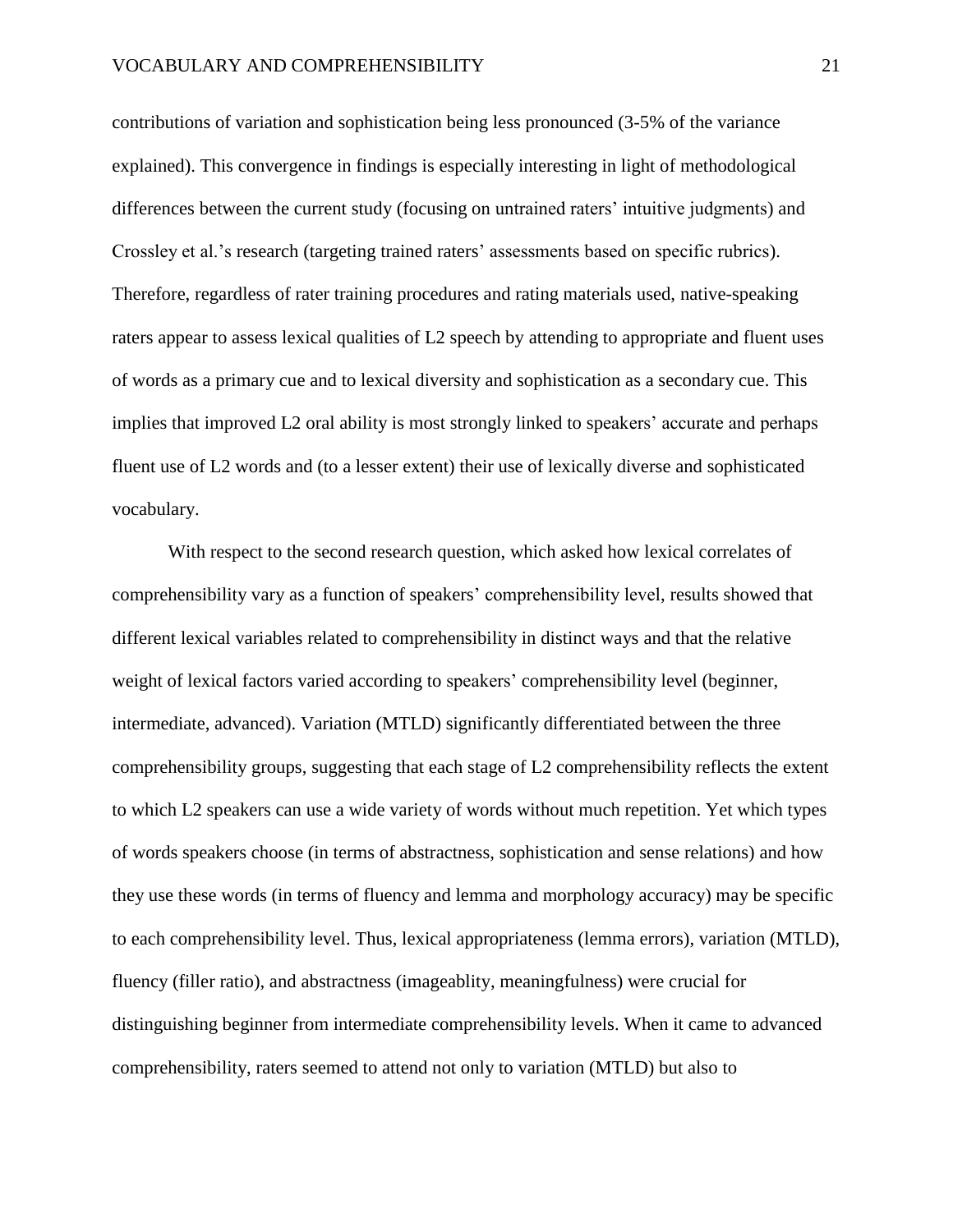contributions of variation and sophistication being less pronounced (3-5% of the variance explained). This convergence in findings is especially interesting in light of methodological differences between the current study (focusing on untrained raters' intuitive judgments) and Crossley et al.'s research (targeting trained raters' assessments based on specific rubrics). Therefore, regardless of rater training procedures and rating materials used, native-speaking raters appear to assess lexical qualities of L2 speech by attending to appropriate and fluent uses of words as a primary cue and to lexical diversity and sophistication as a secondary cue. This implies that improved L2 oral ability is most strongly linked to speakers' accurate and perhaps fluent use of L2 words and (to a lesser extent) their use of lexically diverse and sophisticated vocabulary.

With respect to the second research question, which asked how lexical correlates of comprehensibility vary as a function of speakers' comprehensibility level, results showed that different lexical variables related to comprehensibility in distinct ways and that the relative weight of lexical factors varied according to speakers' comprehensibility level (beginner, intermediate, advanced). Variation (MTLD) significantly differentiated between the three comprehensibility groups, suggesting that each stage of L2 comprehensibility reflects the extent to which L2 speakers can use a wide variety of words without much repetition. Yet which types of words speakers choose (in terms of abstractness, sophistication and sense relations) and how they use these words (in terms of fluency and lemma and morphology accuracy) may be specific to each comprehensibility level. Thus, lexical appropriateness (lemma errors), variation (MTLD), fluency (filler ratio), and abstractness (imageablity, meaningfulness) were crucial for distinguishing beginner from intermediate comprehensibility levels. When it came to advanced comprehensibility, raters seemed to attend not only to variation (MTLD) but also to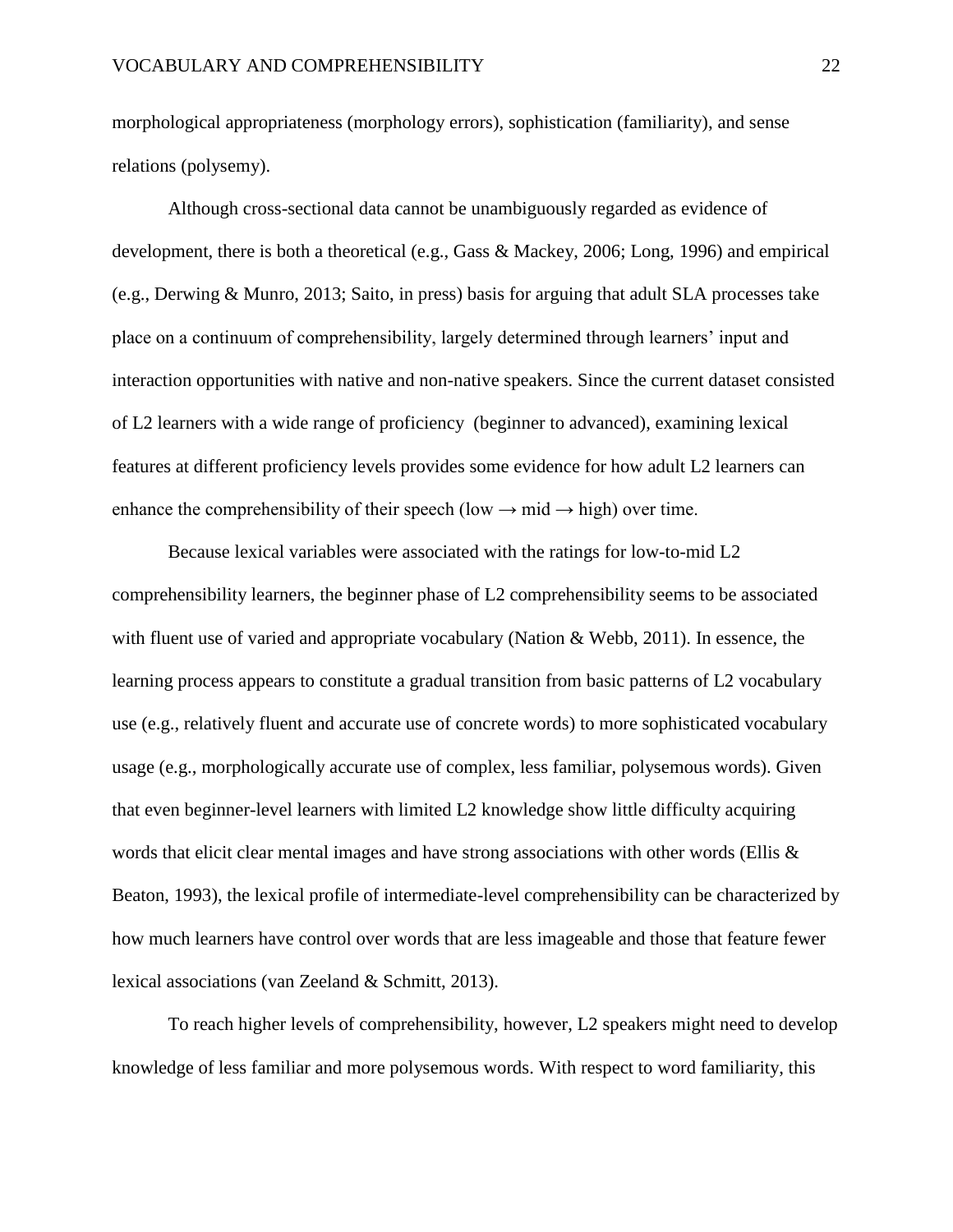morphological appropriateness (morphology errors), sophistication (familiarity), and sense relations (polysemy).

Although cross-sectional data cannot be unambiguously regarded as evidence of development, there is both a theoretical (e.g., Gass & Mackey, 2006; Long, 1996) and empirical (e.g., Derwing & Munro, 2013; Saito, in press) basis for arguing that adult SLA processes take place on a continuum of comprehensibility, largely determined through learners' input and interaction opportunities with native and non-native speakers. Since the current dataset consisted of L2 learners with a wide range of proficiency (beginner to advanced), examining lexical features at different proficiency levels provides some evidence for how adult L2 learners can enhance the comprehensibility of their speech (low → mid → high) over time.

Because lexical variables were associated with the ratings for low-to-mid L2 comprehensibility learners, the beginner phase of L2 comprehensibility seems to be associated with fluent use of varied and appropriate vocabulary (Nation & Webb, 2011). In essence, the learning process appears to constitute a gradual transition from basic patterns of L2 vocabulary use (e.g., relatively fluent and accurate use of concrete words) to more sophisticated vocabulary usage (e.g., morphologically accurate use of complex, less familiar, polysemous words). Given that even beginner-level learners with limited L2 knowledge show little difficulty acquiring words that elicit clear mental images and have strong associations with other words (Ellis & Beaton, 1993), the lexical profile of intermediate-level comprehensibility can be characterized by how much learners have control over words that are less imageable and those that feature fewer lexical associations (van Zeeland & Schmitt, 2013).

To reach higher levels of comprehensibility, however, L2 speakers might need to develop knowledge of less familiar and more polysemous words. With respect to word familiarity, this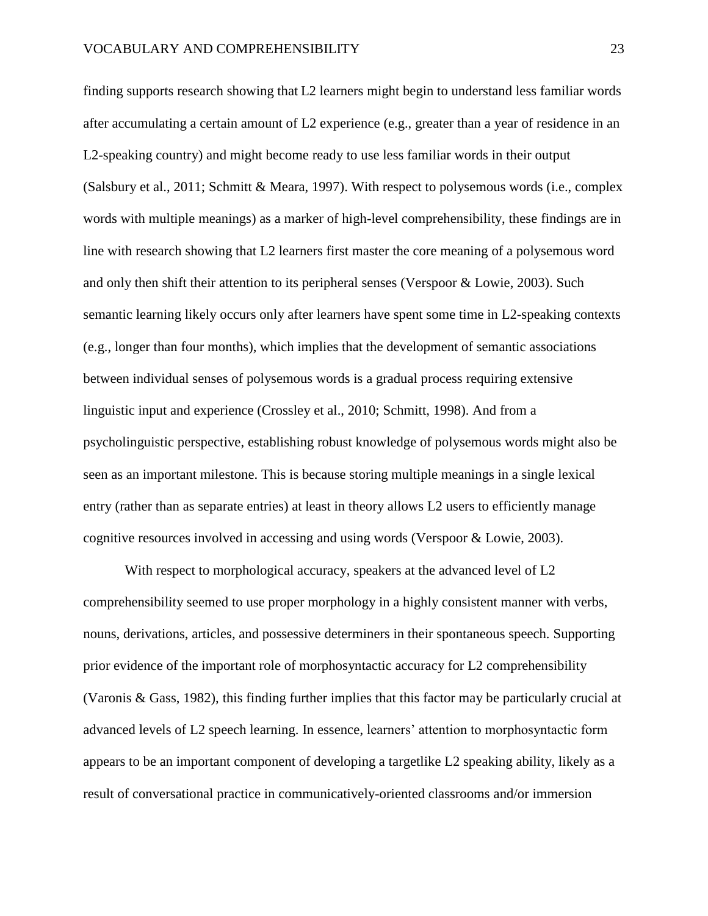finding supports research showing that L2 learners might begin to understand less familiar words after accumulating a certain amount of L2 experience (e.g., greater than a year of residence in an L2-speaking country) and might become ready to use less familiar words in their output (Salsbury et al., 2011; Schmitt & Meara, 1997). With respect to polysemous words (i.e., complex words with multiple meanings) as a marker of high-level comprehensibility, these findings are in line with research showing that L2 learners first master the core meaning of a polysemous word and only then shift their attention to its peripheral senses (Verspoor & Lowie, 2003). Such semantic learning likely occurs only after learners have spent some time in L2-speaking contexts (e.g., longer than four months), which implies that the development of semantic associations between individual senses of polysemous words is a gradual process requiring extensive linguistic input and experience (Crossley et al., 2010; Schmitt, 1998). And from a psycholinguistic perspective, establishing robust knowledge of polysemous words might also be seen as an important milestone. This is because storing multiple meanings in a single lexical entry (rather than as separate entries) at least in theory allows L2 users to efficiently manage cognitive resources involved in accessing and using words (Verspoor & Lowie, 2003).

With respect to morphological accuracy, speakers at the advanced level of L2 comprehensibility seemed to use proper morphology in a highly consistent manner with verbs, nouns, derivations, articles, and possessive determiners in their spontaneous speech. Supporting prior evidence of the important role of morphosyntactic accuracy for L2 comprehensibility (Varonis & Gass, 1982), this finding further implies that this factor may be particularly crucial at advanced levels of L2 speech learning. In essence, learners' attention to morphosyntactic form appears to be an important component of developing a targetlike L2 speaking ability, likely as a result of conversational practice in communicatively-oriented classrooms and/or immersion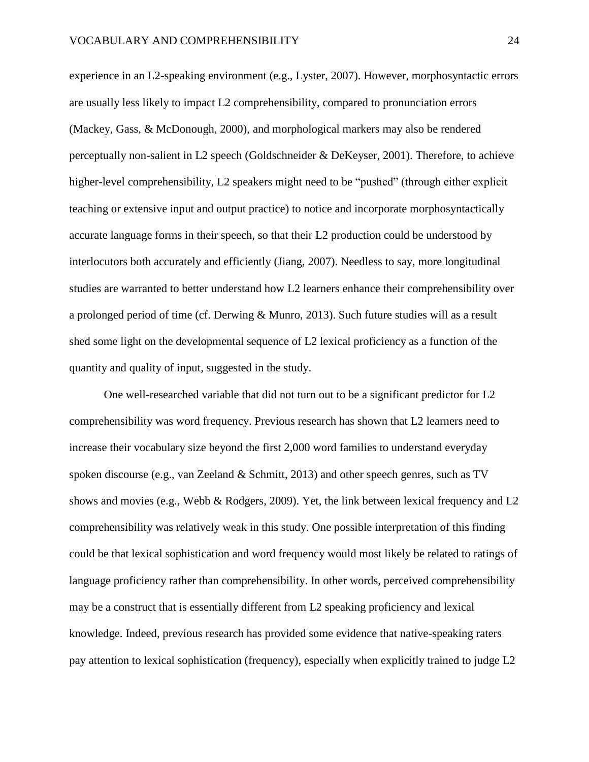experience in an L2-speaking environment (e.g., Lyster, 2007). However, morphosyntactic errors are usually less likely to impact L2 comprehensibility, compared to pronunciation errors (Mackey, Gass, & McDonough, 2000), and morphological markers may also be rendered perceptually non-salient in L2 speech (Goldschneider & DeKeyser, 2001). Therefore, to achieve higher-level comprehensibility, L2 speakers might need to be "pushed" (through either explicit teaching or extensive input and output practice) to notice and incorporate morphosyntactically accurate language forms in their speech, so that their L2 production could be understood by interlocutors both accurately and efficiently (Jiang, 2007). Needless to say, more longitudinal studies are warranted to better understand how L2 learners enhance their comprehensibility over a prolonged period of time (cf. Derwing & Munro, 2013). Such future studies will as a result shed some light on the developmental sequence of L2 lexical proficiency as a function of the quantity and quality of input, suggested in the study.

One well-researched variable that did not turn out to be a significant predictor for L2 comprehensibility was word frequency. Previous research has shown that L2 learners need to increase their vocabulary size beyond the first 2,000 word families to understand everyday spoken discourse (e.g., van Zeeland & Schmitt, 2013) and other speech genres, such as TV shows and movies (e.g., Webb & Rodgers, 2009). Yet, the link between lexical frequency and L2 comprehensibility was relatively weak in this study. One possible interpretation of this finding could be that lexical sophistication and word frequency would most likely be related to ratings of language proficiency rather than comprehensibility. In other words, perceived comprehensibility may be a construct that is essentially different from L2 speaking proficiency and lexical knowledge. Indeed, previous research has provided some evidence that native-speaking raters pay attention to lexical sophistication (frequency), especially when explicitly trained to judge L2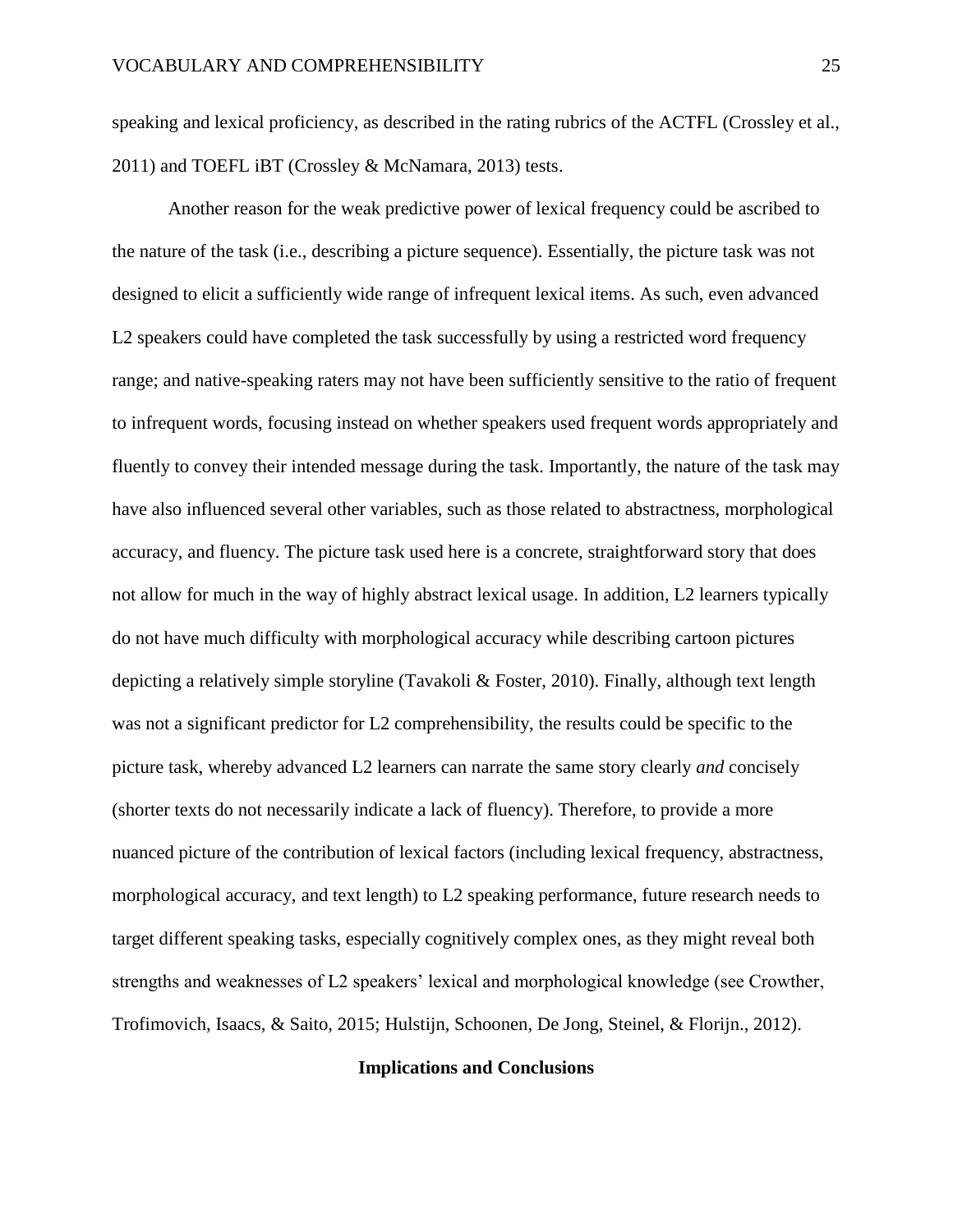speaking and lexical proficiency, as described in the rating rubrics of the ACTFL (Crossley et al., 2011) and TOEFL iBT (Crossley & McNamara, 2013) tests.

Another reason for the weak predictive power of lexical frequency could be ascribed to the nature of the task (i.e., describing a picture sequence). Essentially, the picture task was not designed to elicit a sufficiently wide range of infrequent lexical items. As such, even advanced L2 speakers could have completed the task successfully by using a restricted word frequency range; and native-speaking raters may not have been sufficiently sensitive to the ratio of frequent to infrequent words, focusing instead on whether speakers used frequent words appropriately and fluently to convey their intended message during the task. Importantly, the nature of the task may have also influenced several other variables, such as those related to abstractness, morphological accuracy, and fluency. The picture task used here is a concrete, straightforward story that does not allow for much in the way of highly abstract lexical usage. In addition, L2 learners typically do not have much difficulty with morphological accuracy while describing cartoon pictures depicting a relatively simple storyline (Tavakoli & Foster, 2010). Finally, although text length was not a significant predictor for L2 comprehensibility, the results could be specific to the picture task, whereby advanced L2 learners can narrate the same story clearly *and* concisely (shorter texts do not necessarily indicate a lack of fluency). Therefore, to provide a more nuanced picture of the contribution of lexical factors (including lexical frequency, abstractness, morphological accuracy, and text length) to L2 speaking performance, future research needs to target different speaking tasks, especially cognitively complex ones, as they might reveal both strengths and weaknesses of L2 speakers' lexical and morphological knowledge (see Crowther, Trofimovich, Isaacs, & Saito, 2015; Hulstijn, Schoonen, De Jong, Steinel, & Florijn., 2012).

## Implications and Conclusions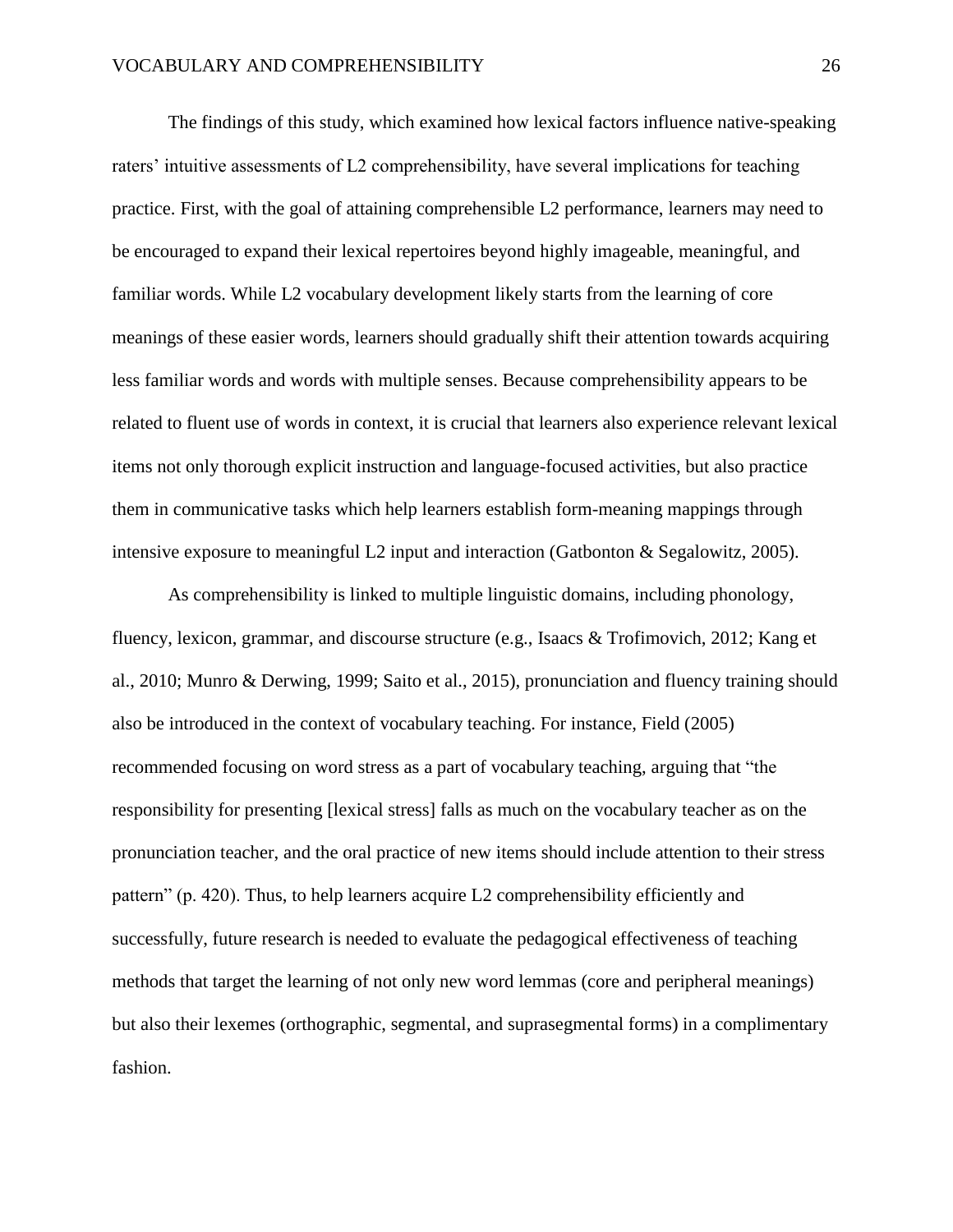The findings of this study, which examined how lexical factors influence native-speaking raters' intuitive assessments of L2 comprehensibility, have several implications for teaching practice. First, with the goal of attaining comprehensible L2 performance, learners may need to be encouraged to expand their lexical repertoires beyond highly imageable, meaningful, and familiar words. While L2 vocabulary development likely starts from the learning of core meanings of these easier words, learners should gradually shift their attention towards acquiring less familiar words and words with multiple senses. Because comprehensibility appears to be related to fluent use of words in context, it is crucial that learners also experience relevant lexical items not only thorough explicit instruction and language-focused activities, but also practice them in communicative tasks which help learners establish form-meaning mappings through intensive exposure to meaningful L2 input and interaction (Gatbonton & Segalowitz, 2005).

As comprehensibility is linked to multiple linguistic domains, including phonology, fluency, lexicon, grammar, and discourse structure (e.g., Isaacs & Trofimovich, 2012; Kang et al., 2010; Munro & Derwing, 1999; Saito et al., 2015), pronunciation and fluency training should also be introduced in the context of vocabulary teaching. For instance, Field (2005) recommended focusing on word stress as a part of vocabulary teaching, arguing that "the responsibility for presenting [lexical stress] falls as much on the vocabulary teacher as on the pronunciation teacher, and the oral practice of new items should include attention to their stress pattern" (p. 420). Thus, to help learners acquire L2 comprehensibility efficiently and successfully, future research is needed to evaluate the pedagogical effectiveness of teaching methods that target the learning of not only new word lemmas (core and peripheral meanings) but also their lexemes (orthographic, segmental, and suprasegmental forms) in a complimentary fashion.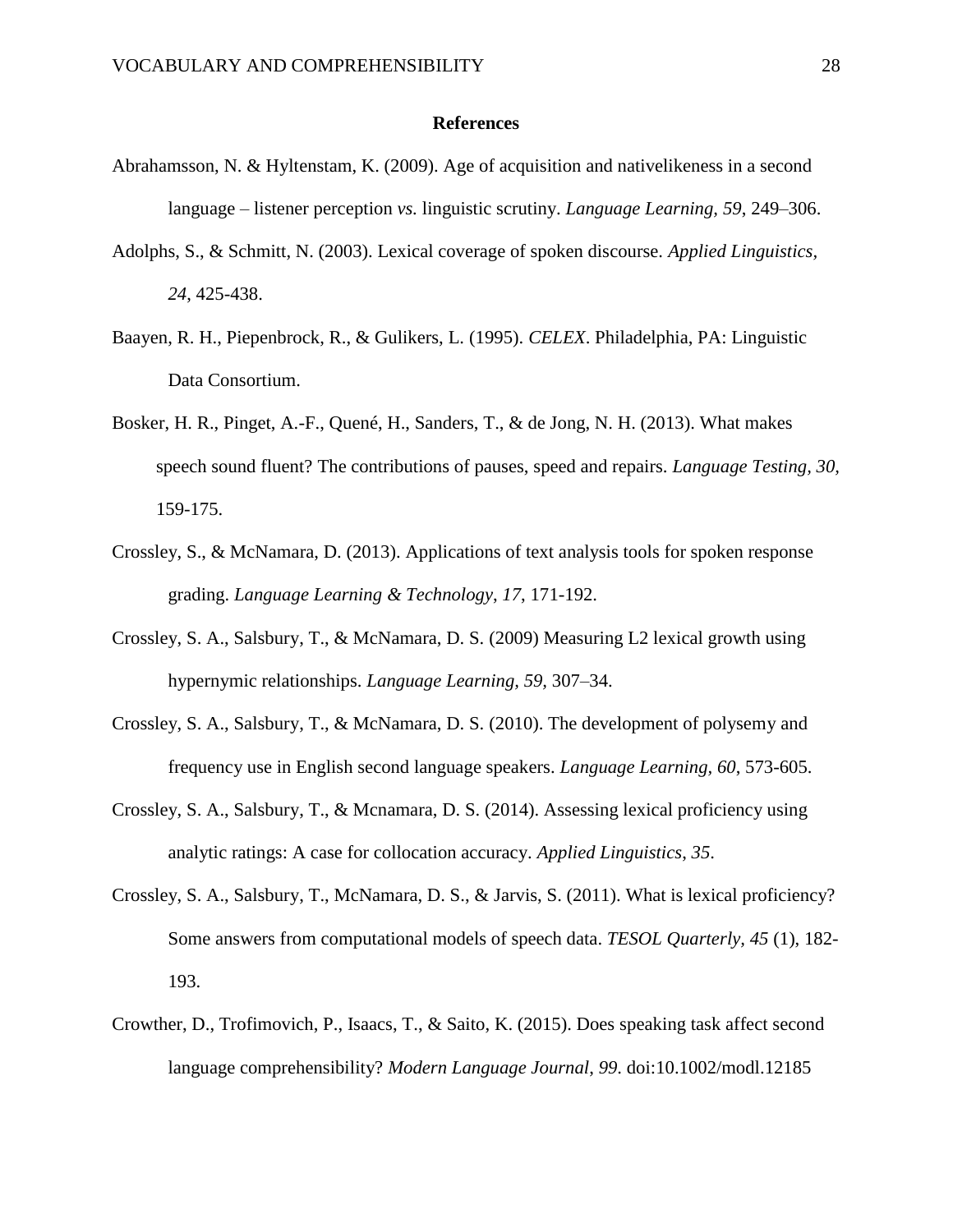# References

Abrahamsson, N. & Hyltenstam, K. (2009). Age of acquisition and nativelikeness in a second language – listener perception *vs.* linguistic scrutiny. *Language Learning, 59*, 249–306.

Adolphs, S., & Schmitt, N. (2003). Lexical coverage of spoken discourse. *Applied Linguistics, 24*, 425-438.

Baayen, R. H., Piepenbrock, R., & Gulikers, L. (1995). *CELEX*. Philadelphia, PA: Linguistic Data Consortium.

Bosker, H. R., Pinget, A.-F., Quené, H., Sanders, T., & de Jong, N. H. (2013). What makes speech sound fluent? The contributions of pauses, speed and repairs. *Language Testing, 30*, 159-175.

Crossley, S., & McNamara, D. (2013). Applications of text analysis tools for spoken response grading. *Language Learning & Technology*, *17*, 171-192.

Crossley, S. A., Salsbury, T., & McNamara, D. S. (2009) Measuring L2 lexical growth using hypernymic relationships. *Language Learning, 59,* 307–34.

Crossley, S. A., Salsbury, T., & McNamara, D. S. (2010). The development of polysemy and frequency use in English second language speakers. *Language Learning, 60*, 573-605.

Crossley, S. A., Salsbury, T., & Mcnamara, D. S. (2014). Assessing lexical proficiency using analytic ratings: A case for collocation accuracy. *Applied Linguistics*, *35*.

Crossley, S. A., Salsbury, T., McNamara, D. S., & Jarvis, S. (2011). What is lexical proficiency? Some answers from computational models of speech data. *TESOL Quarterly, 45* (1), 182-193.

Crowther, D., Trofimovich, P., Isaacs, T., & Saito, K. (2015). Does speaking task affect second language comprehensibility? *Modern Language Journal*, *99*. doi:10.1002/modl.12185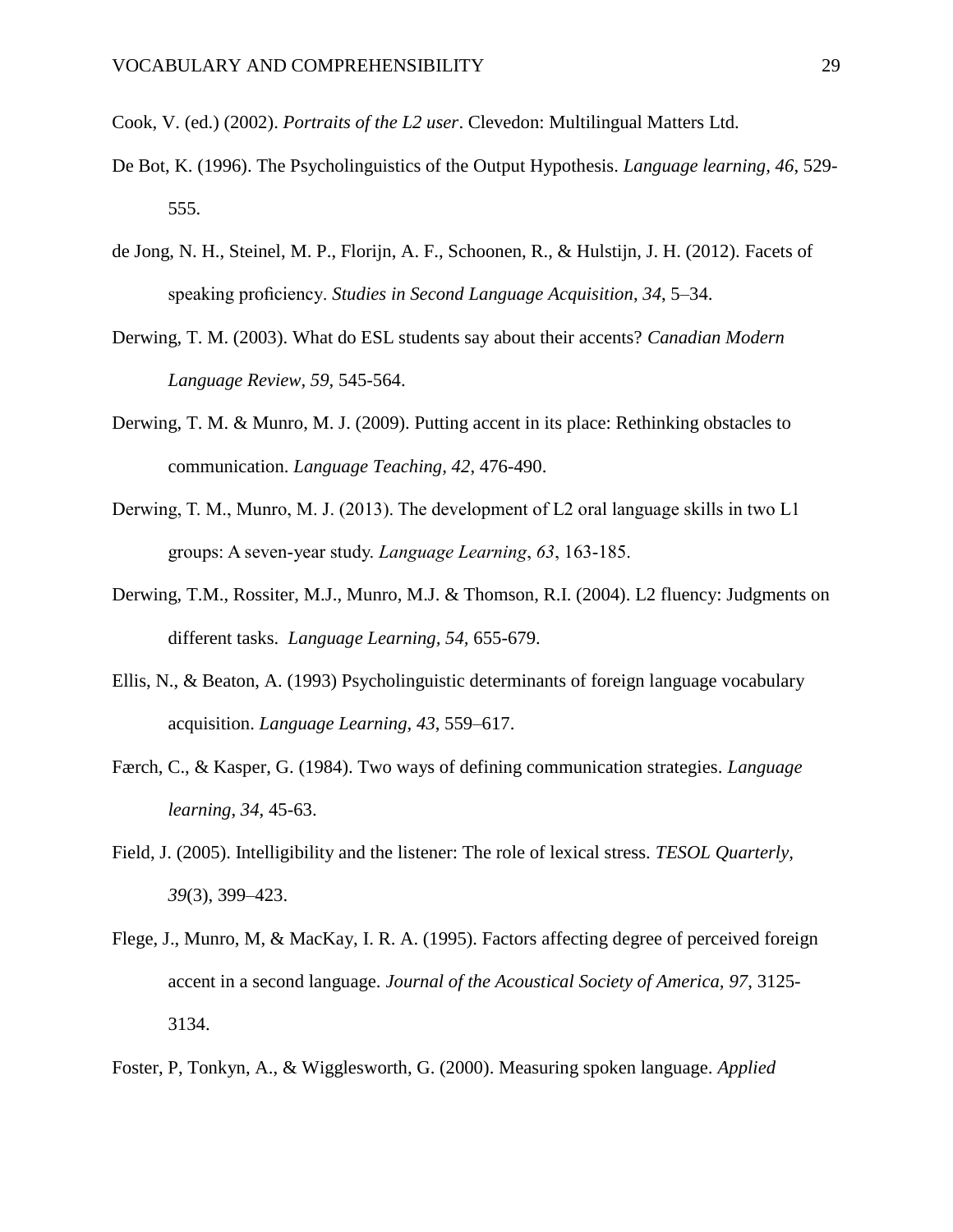Cook, V. (ed.) (2002). *Portraits of the L2 user*. Clevedon: Multilingual Matters Ltd.

De Bot, K. (1996). The Psycholinguistics of the Output Hypothesis. *Language learning, 46*, 529-555.

de Jong, N. H., Steinel, M. P., Florijn, A. F., Schoonen, R., & Hulstijn, J. H. (2012). Facets of speaking proficiency. *Studies in Second Language Acquisition, 34*, 5–34.

Derwing, T. M. (2003). What do ESL students say about their accents? *Canadian Modern Language Review, 59*, 545-564.

Derwing, T. M. & Munro, M. J. (2009). Putting accent in its place: Rethinking obstacles to communication. *Language Teaching, 42*, 476-490.

Derwing, T. M., Munro, M. J. (2013). The development of L2 oral language skills in two L1 groups: A seven-year study. *Language Learning*, *63*, 163-185.

Derwing, T.M., Rossiter, M.J., Munro, M.J. & Thomson, R.I. (2004). L2 fluency: Judgments on different tasks. *Language Learning, 54,* 655-679.

Ellis, N., & Beaton, A. (1993) Psycholinguistic determinants of foreign language vocabulary acquisition. *Language Learning, 43*, 559–617.

Færch, C., & Kasper, G. (1984). Two ways of defining communication strategies. *Language learning*, *34*, 45-63.

Field, J. (2005). Intelligibility and the listener: The role of lexical stress. *TESOL Quarterly, 39*(3), 399–423.

Flege, J., Munro, M, & MacKay, I. R. A. (1995). Factors affecting degree of perceived foreign accent in a second language. *Journal of the Acoustical Society of America, 97*, 3125-3134.

Foster, P, Tonkyn, A., & Wigglesworth, G. (2000). Measuring spoken language. *Applied*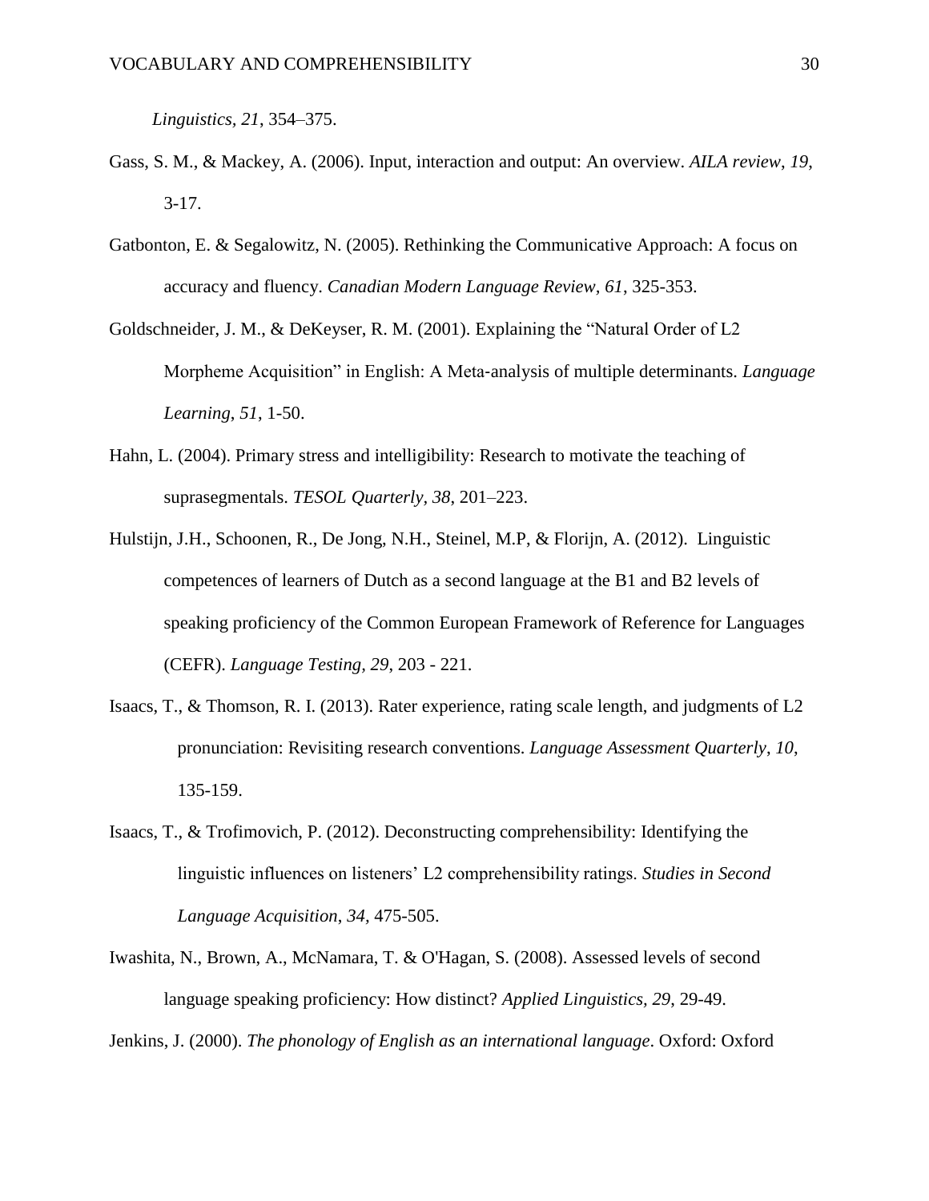*Linguistics*, *21*, 354–375.

Gass, S. M., & Mackey, A. (2006). Input, interaction and output: An overview. *AILA review*, *19*, 3-17.

Gatbonton, E. & Segalowitz, N. (2005). Rethinking the Communicative Approach: A focus on accuracy and fluency. *Canadian Modern Language Review, 61*, 325-353.

Goldschneider, J. M., & DeKeyser, R. M. (2001). Explaining the "Natural Order of L2 Morpheme Acquisition" in English: A Meta-analysis of multiple determinants. *Language Learning*, *51*, 1-50.

Hahn, L. (2004). Primary stress and intelligibility: Research to motivate the teaching of suprasegmentals. *TESOL Quarterly, 38*, 201–223.

Hulstijn, J.H., Schoonen, R., De Jong, N.H., Steinel, M.P, & Florijn, A. (2012). Linguistic competences of learners of Dutch as a second language at the B1 and B2 levels of speaking proficiency of the Common European Framework of Reference for Languages (CEFR). *Language Testing, 29*, 203 - 221.

Isaacs, T., & Thomson, R. I. (2013). Rater experience, rating scale length, and judgments of L2 pronunciation: Revisiting research conventions. *Language Assessment Quarterly*, *10*, 135-159.

Isaacs, T., & Trofimovich, P. (2012). Deconstructing comprehensibility: Identifying the linguistic influences on listeners' L2 comprehensibility ratings. *Studies in Second Language Acquisition*, *34*, 475-505.

Iwashita, N., Brown, A., McNamara, T. & O'Hagan, S. (2008). Assessed levels of second language speaking proficiency: How distinct? *Applied Linguistics, 29*, 29-49.

Jenkins, J. (2000). *The phonology of English as an international language*. Oxford: Oxford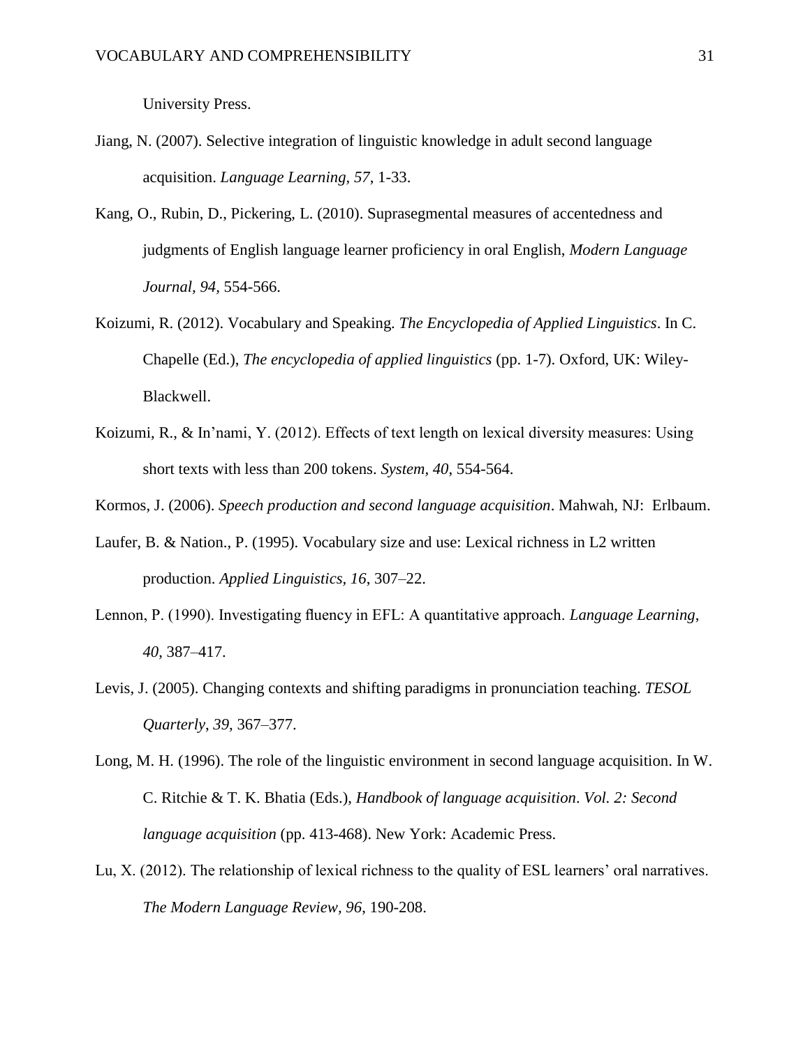University Press.

Jiang, N. (2007). Selective integration of linguistic knowledge in adult second language acquisition. *Language Learning, 57*, 1-33.

Kang, O., Rubin, D., Pickering, L. (2010). Suprasegmental measures of accentedness and judgments of English language learner proficiency in oral English, *Modern Language Journal*, *94*, 554-566.

Koizumi, R. (2012). Vocabulary and Speaking. *The Encyclopedia of Applied Linguistics*. In C. Chapelle (Ed.), *The encyclopedia of applied linguistics* (pp. 1-7). Oxford, UK: Wiley-Blackwell.

Koizumi, R., & In'nami, Y. (2012). Effects of text length on lexical diversity measures: Using short texts with less than 200 tokens. *System*, *40*, 554-564.

Kormos, J. (2006). *Speech production and second language acquisition*. Mahwah, NJ: Erlbaum.

Laufer, B. & Nation., P. (1995). Vocabulary size and use: Lexical richness in L2 written production. *Applied Linguistics, 16*, 307–22.

Lennon, P. (1990). Investigating fluency in EFL: A quantitative approach. *Language Learning*, *40*, 387–417.

Levis, J. (2005). Changing contexts and shifting paradigms in pronunciation teaching. *TESOL Quarterly*, *39*, 367–377.

Long, M. H. (1996). The role of the linguistic environment in second language acquisition. In W. C. Ritchie & T. K. Bhatia (Eds.), *Handbook of language acquisition*. *Vol. 2: Second language acquisition* (pp. 413-468). New York: Academic Press.

Lu, X. (2012). The relationship of lexical richness to the quality of ESL learners' oral narratives. *The Modern Language Review, 96*, 190-208.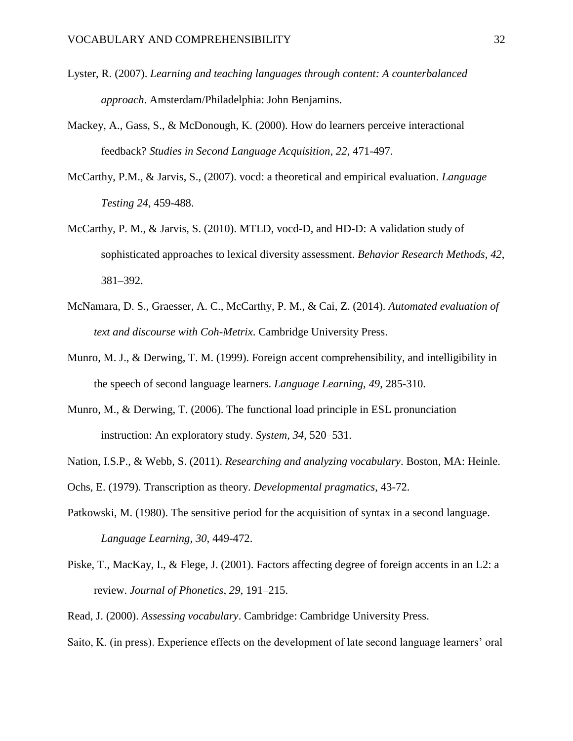Lyster, R. (2007). *Learning and teaching languages through content: A counterbalanced approach*. Amsterdam/Philadelphia: John Benjamins.

Mackey, A., Gass, S., & McDonough, K. (2000). How do learners perceive interactional feedback? *Studies in Second Language Acquisition, 22*, 471-497.

McCarthy, P.M., & Jarvis, S., (2007). vocd: a theoretical and empirical evaluation. *Language Testing 24*, 459-488.

McCarthy, P. M., & Jarvis, S. (2010). MTLD, vocd-D, and HD-D: A validation study of sophisticated approaches to lexical diversity assessment. *Behavior Research Methods, 42*, 381–392.

McNamara, D. S., Graesser, A. C., McCarthy, P. M., & Cai, Z. (2014). *Automated evaluation of text and discourse with Coh-Metrix*. Cambridge University Press.

Munro, M. J., & Derwing, T. M. (1999). Foreign accent comprehensibility, and intelligibility in the speech of second language learners. *Language Learning, 49*, 285-310.

Munro, M., & Derwing, T. (2006). The functional load principle in ESL pronunciation instruction: An exploratory study. *System, 34*, 520–531.

Nation, I.S.P., & Webb, S. (2011). *Researching and analyzing vocabulary*. Boston, MA: Heinle.

Ochs, E. (1979). Transcription as theory. *Developmental pragmatics*, 43-72.

Patkowski, M. (1980). The sensitive period for the acquisition of syntax in a second language. *Language Learning, 30*, 449-472.

Piske, T., MacKay, I., & Flege, J. (2001). Factors affecting degree of foreign accents in an L2: a review. *Journal of Phonetics, 29*, 191–215.

Read, J. (2000). *Assessing vocabulary*. Cambridge: Cambridge University Press.

Saito, K. (in press). Experience effects on the development of late second language learners' oral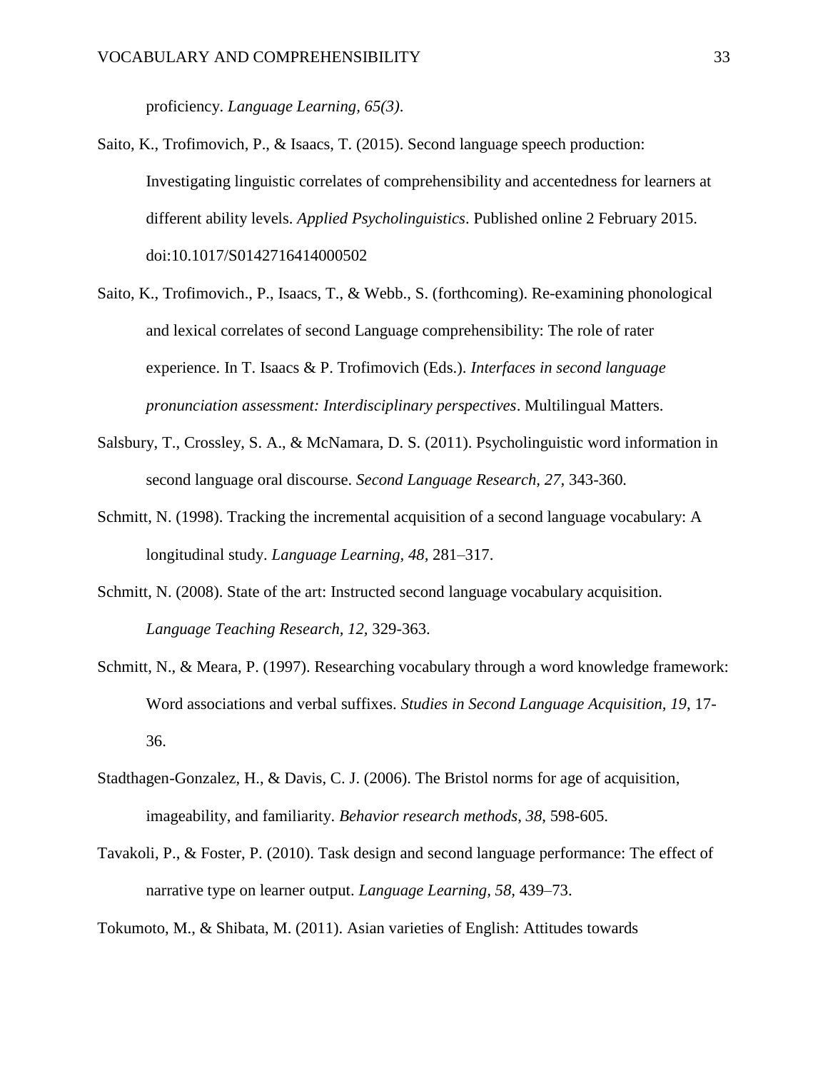proficiency. *Language Learning, 65(3)*.

Saito, K., Trofimovich, P., & Isaacs, T. (2015). Second language speech production: Investigating linguistic correlates of comprehensibility and accentedness for learners at different ability levels. *Applied Psycholinguistics*. Published online 2 February 2015. doi:10.1017/S0142716414000502

Saito, K., Trofimovich., P., Isaacs, T., & Webb., S. (forthcoming). Re-examining phonological and lexical correlates of second Language comprehensibility: The role of rater experience. In T. Isaacs & P. Trofimovich (Eds.). *Interfaces in second language pronunciation assessment: Interdisciplinary perspectives*. Multilingual Matters.

Salsbury, T., Crossley, S. A., & McNamara, D. S. (2011). Psycholinguistic word information in second language oral discourse. *Second Language Research, 27,* 343-360.

Schmitt, N. (1998). Tracking the incremental acquisition of a second language vocabulary: A longitudinal study. *Language Learning, 48,* 281–317.

Schmitt, N. (2008). State of the art: Instructed second language vocabulary acquisition. *Language Teaching Research, 12,* 329-363.

Schmitt, N., & Meara, P. (1997). Researching vocabulary through a word knowledge framework: Word associations and verbal suffixes. *Studies in Second Language Acquisition, 19*, 17-36.

Stadthagen-Gonzalez, H., & Davis, C. J. (2006). The Bristol norms for age of acquisition, imageability, and familiarity. *Behavior research methods*, *38*, 598-605.

Tavakoli, P., & Foster, P. (2010). Task design and second language performance: The effect of narrative type on learner output. *Language Learning, 58,* 439–73.

Tokumoto, M., & Shibata, M. (2011). Asian varieties of English: Attitudes towards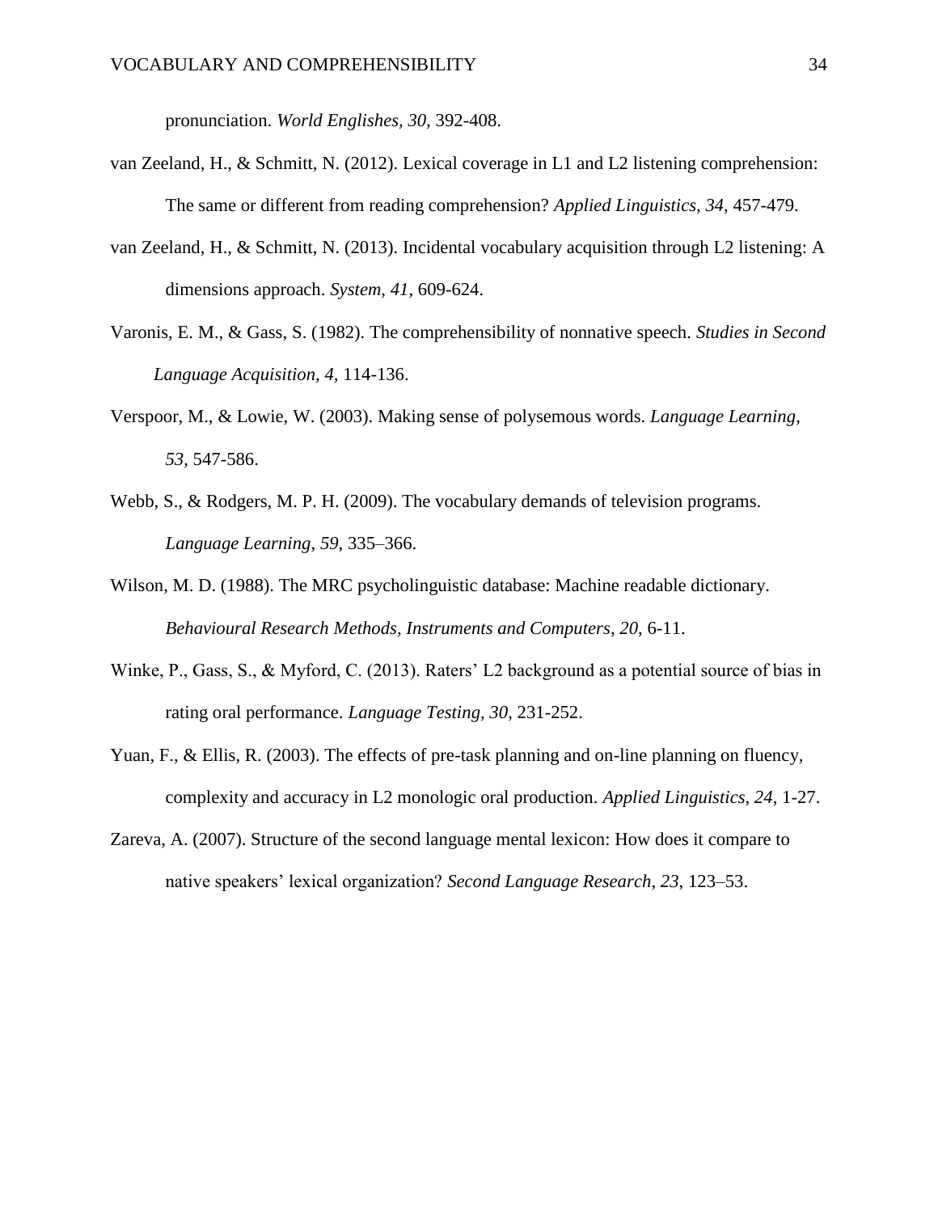pronunciation. *World Englishes, 30*, 392-408.

van Zeeland, H., & Schmitt, N. (2012). Lexical coverage in L1 and L2 listening comprehension: The same or different from reading comprehension? *Applied Linguistics, 34*, 457-479.

van Zeeland, H., & Schmitt, N. (2013). Incidental vocabulary acquisition through L2 listening: A dimensions approach. *System*, *41*, 609-624.

Varonis, E. M., & Gass, S. (1982). The comprehensibility of nonnative speech. *Studies in Second Language Acquisition, 4*, 114-136.

Verspoor, M., & Lowie, W. (2003). Making sense of polysemous words. *Language Learning*, *53*, 547-586.

Webb, S., & Rodgers, M. P. H. (2009). The vocabulary demands of television programs. *Language Learning*, *59*, 335–366.

Wilson, M. D. (1988). The MRC psycholinguistic database: Machine readable dictionary. *Behavioural Research Methods, Instruments and Computers, 20*, 6-11.

Winke, P., Gass, S., & Myford, C. (2013). Raters' L2 background as a potential source of bias in rating oral performance. *Language Testing, 30*, 231-252.

Yuan, F., & Ellis, R. (2003). The effects of pre-task planning and on-line planning on fluency, complexity and accuracy in L2 monologic oral production. *Applied Linguistics, 24*, 1-27.

Zareva, A. (2007). Structure of the second language mental lexicon: How does it compare to native speakers' lexical organization? *Second Language Research, 23*, 123–53.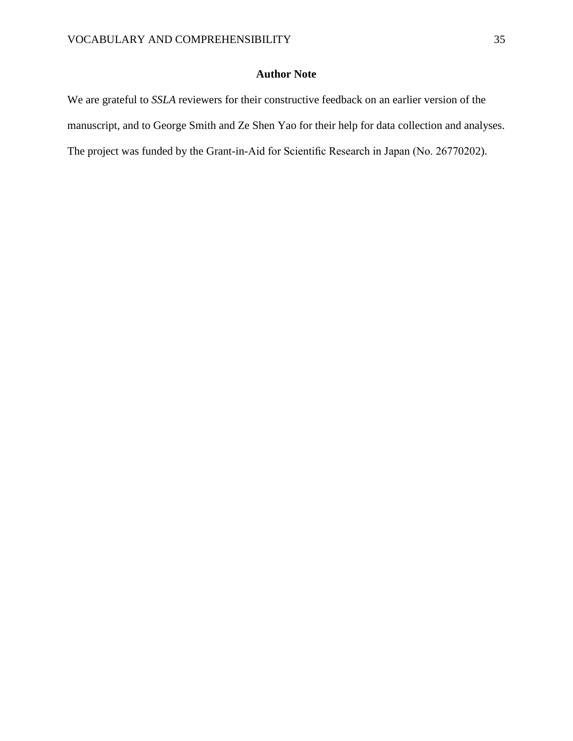## Author Note

We are grateful to *SSLA* reviewers for their constructive feedback on an earlier version of the manuscript, and to George Smith and Ze Shen Yao for their help for data collection and analyses. The project was funded by the Grant-in-Aid for Scientific Research in Japan (No. 26770202).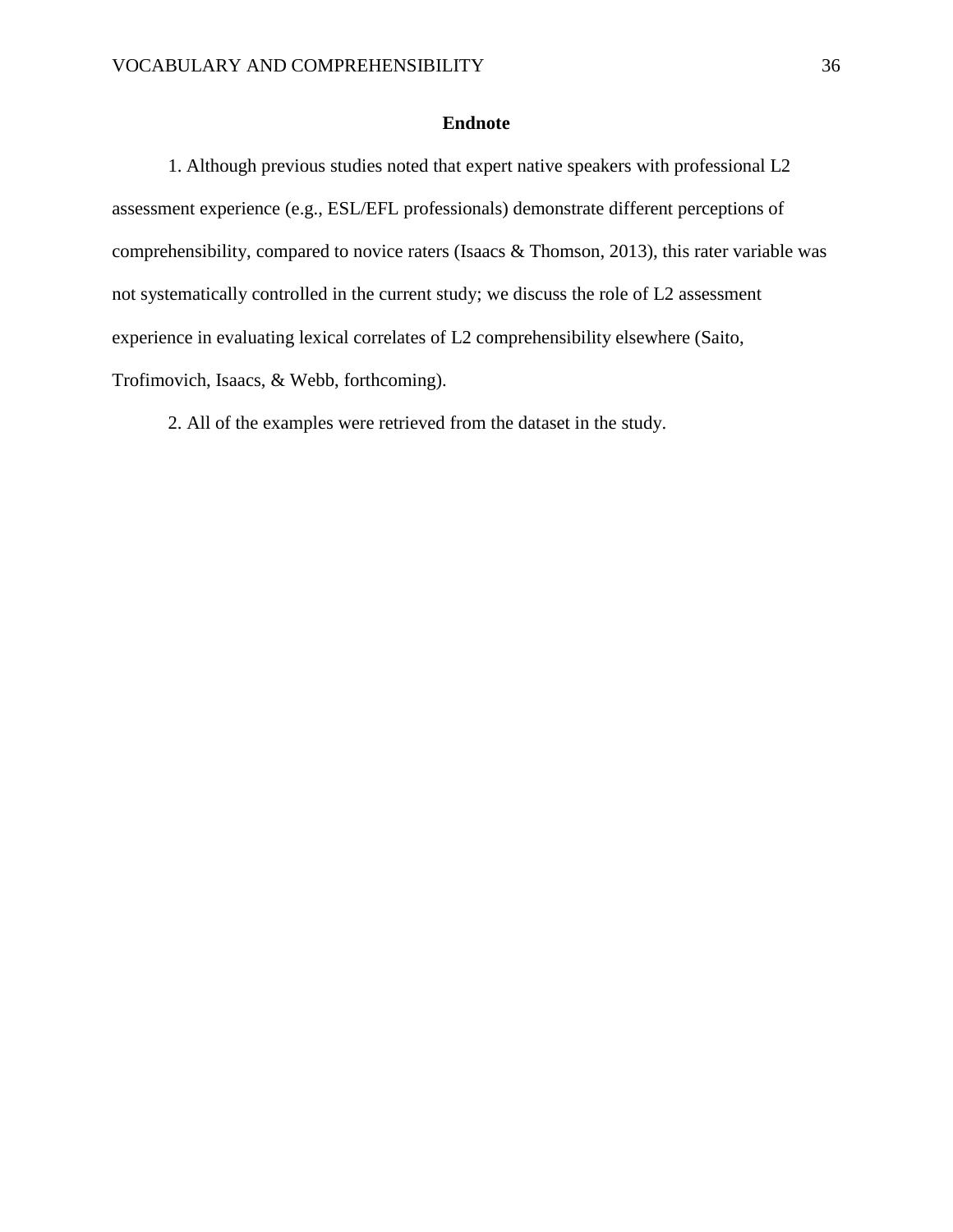## Endnote

1. Although previous studies noted that expert native speakers with professional L2 assessment experience (e.g., ESL/EFL professionals) demonstrate different perceptions of comprehensibility, compared to novice raters (Isaacs & Thomson, 2013), this rater variable was not systematically controlled in the current study; we discuss the role of L2 assessment experience in evaluating lexical correlates of L2 comprehensibility elsewhere (Saito, Trofimovich, Isaacs, & Webb, forthcoming).

2. All of the examples were retrieved from the dataset in the study.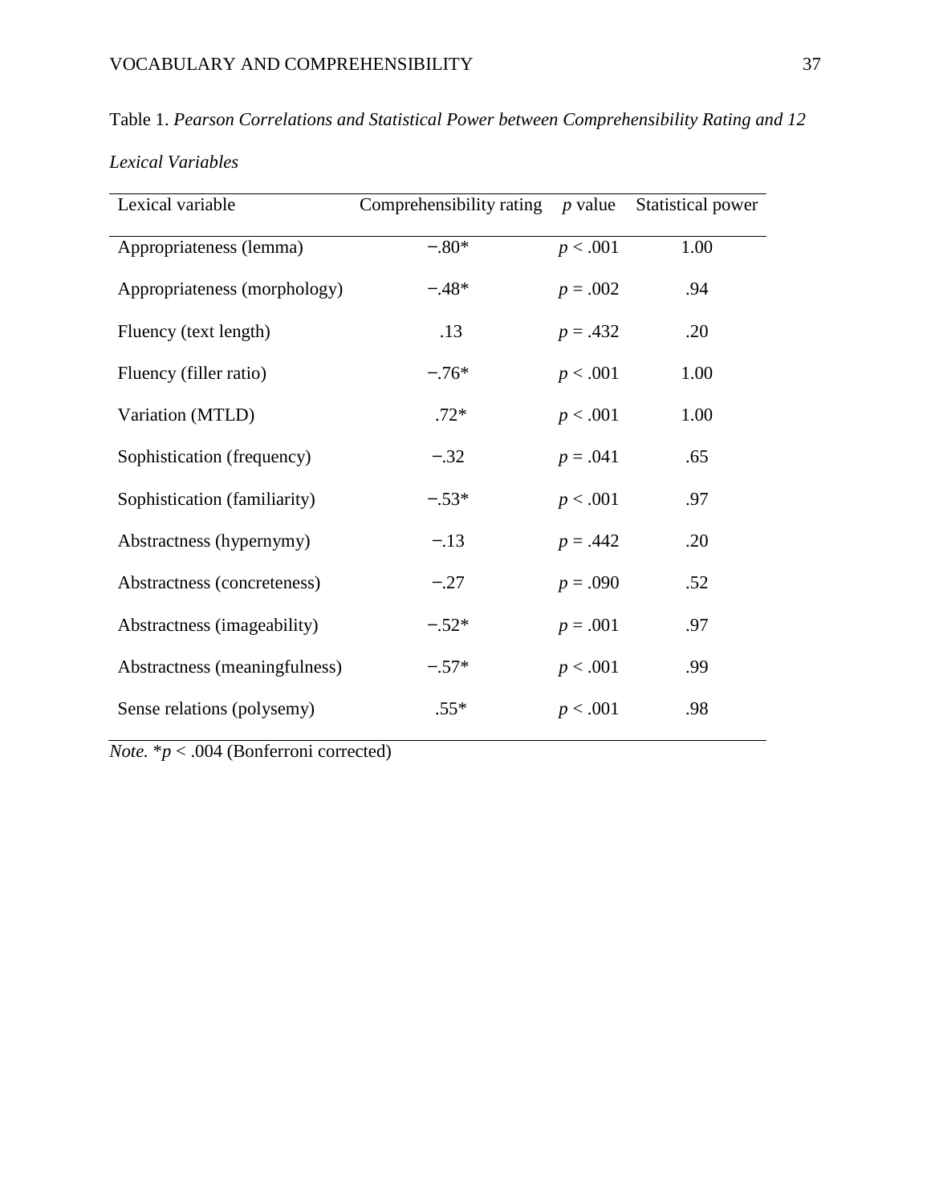Table 1. *Pearson Correlations and Statistical Power between Comprehensibility Rating and 12 Lexical Variables*

| Lexical variable | Comprehensibility rating | *p* value | Statistical power |
|---|---|---|---|
| Appropriateness (lemma) | −.80* | $p < .001$ | 1.00 |
| Appropriateness (morphology) | −.48* | $p = .002$ | .94 |
| Fluency (text length) | .13 | $p = .432$ | .20 |
| Fluency (filler ratio) | −.76* | $p < .001$ | 1.00 |
| Variation (MTLD) | .72* | $p < .001$ | 1.00 |
| Sophistication (frequency) | −.32 | $p = .041$ | .65 |
| Sophistication (familiarity) | −.53* | $p < .001$ | .97 |
| Abstractness (hypernymy) | −.13 | $p = .442$ | .20 |
| Abstractness (concreteness) | −.27 | $p = .090$ | .52 |
| Abstractness (imageability) | −.52* | $p = .001$ | .97 |
| Abstractness (meaningfulness) | −.57* | $p < .001$ | .99 |
| Sense relations (polysemy) | .55* | $p < .001$ | .98 |

*Note.* $*p < .004$ (Bonferroni corrected)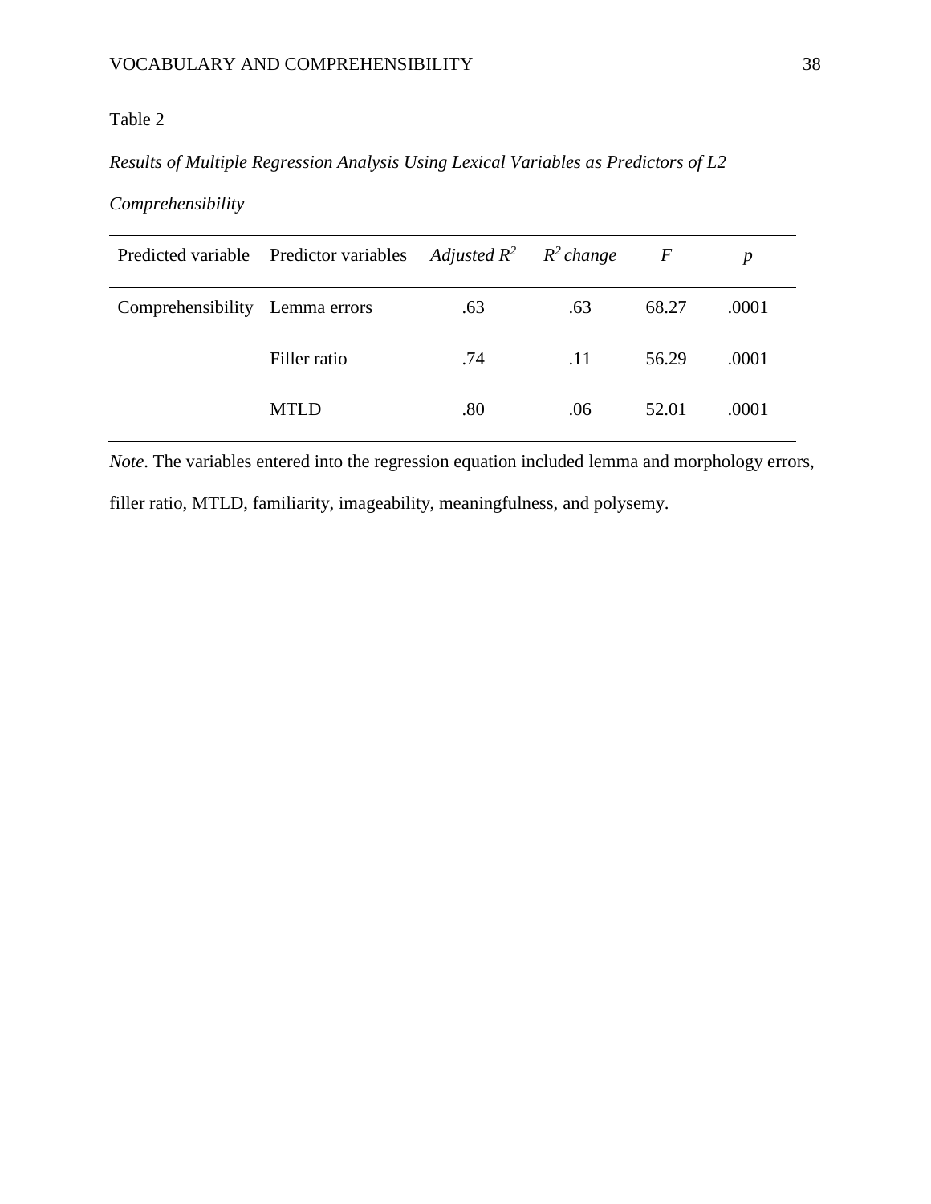Table 2

*Results of Multiple Regression Analysis Using Lexical Variables as Predictors of L2 Comprehensibility*

| Predicted variable | Predictor variables | *Adjusted* $R^2$ | $R^2$ *change* | $F$ | $p$ |
|---|---|---|---|---|---|
| Comprehensibility | Lemma errors | .63 | .63 | 68.27 | .0001 |
| | Filler ratio | .74 | .11 | 56.29 | .0001 |
| | MTLD | .80 | .06 | 52.01 | .0001 |

*Note*. The variables entered into the regression equation included lemma and morphology errors, filler ratio, MTLD, familiarity, imageability, meaningfulness, and polysemy.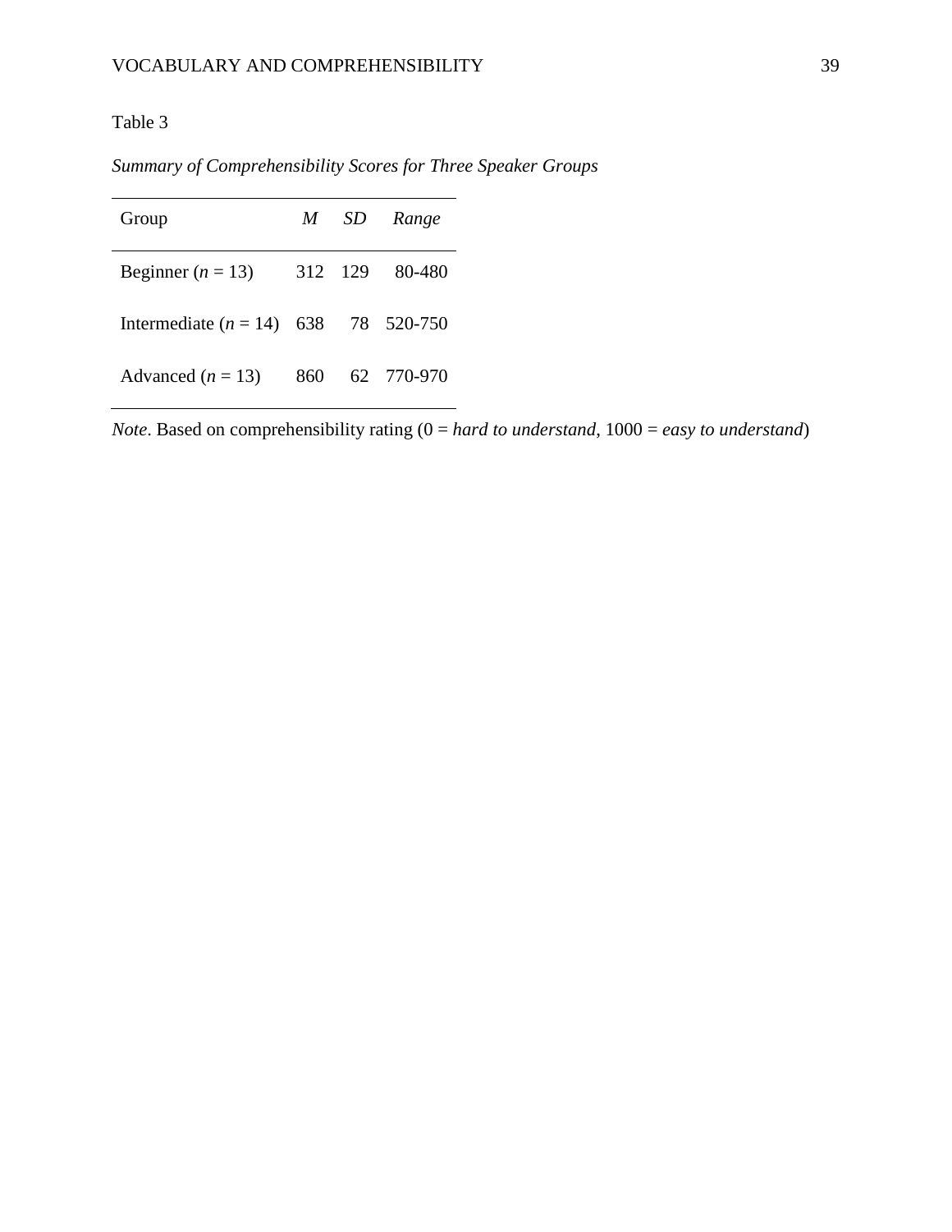Table 3

*Summary of Comprehensibility Scores for Three Speaker Groups*

| Group | *M* | *SD* | *Range* |
|---|---|---|---|
| Beginner (*n* = 13) | 312 | 129 | 80-480 |
| Intermediate (*n* = 14) | 638 | 78 | 520-750 |
| Advanced (*n* = 13) | 860 | 62 | 770-970 |

*Note*. Based on comprehensibility rating (0 = *hard to understand*, 1000 = *easy to understand*)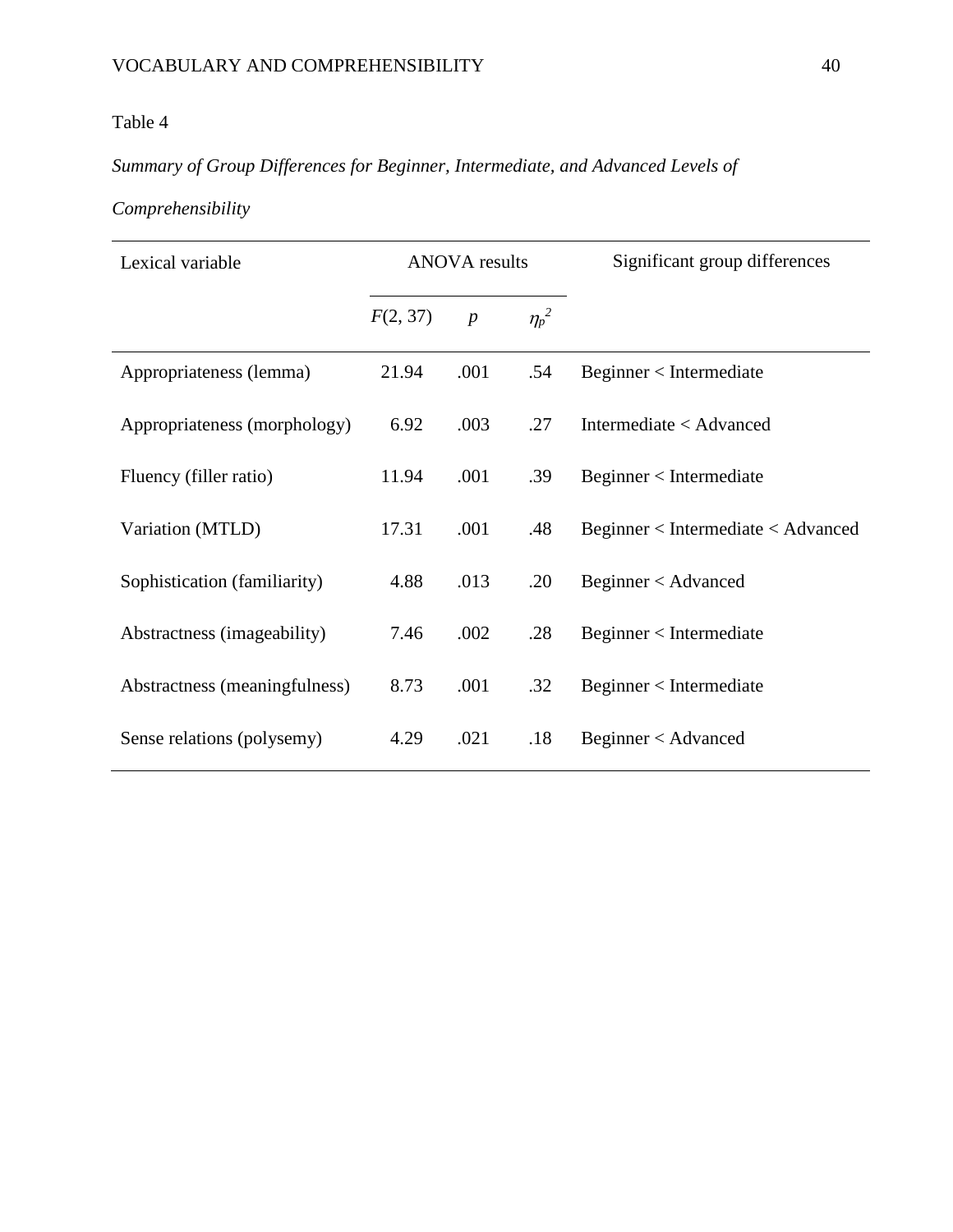Table 4

*Summary of Group Differences for Beginner, Intermediate, and Advanced Levels of Comprehensibility*

| Lexical variable | ANOVA results | | | Significant group differences |
|---|---|---|---|---|
| | $F(2, 37)$ | $p$ | $\eta_p^2$ | |
| Appropriateness (lemma) | 21.94 | .001 | .54 | Beginner < Intermediate |
| Appropriateness (morphology) | 6.92 | .003 | .27 | Intermediate < Advanced |
| Fluency (filler ratio) | 11.94 | .001 | .39 | Beginner < Intermediate |
| Variation (MTLD) | 17.31 | .001 | .48 | Beginner < Intermediate < Advanced |
| Sophistication (familiarity) | 4.88 | .013 | .20 | Beginner < Advanced |
| Abstractness (imageability) | 7.46 | .002 | .28 | Beginner < Intermediate |
| Abstractness (meaningfulness) | 8.73 | .001 | .32 | Beginner < Intermediate |
| Sense relations (polysemy) | 4.29 | .021 | .18 | Beginner < Advanced |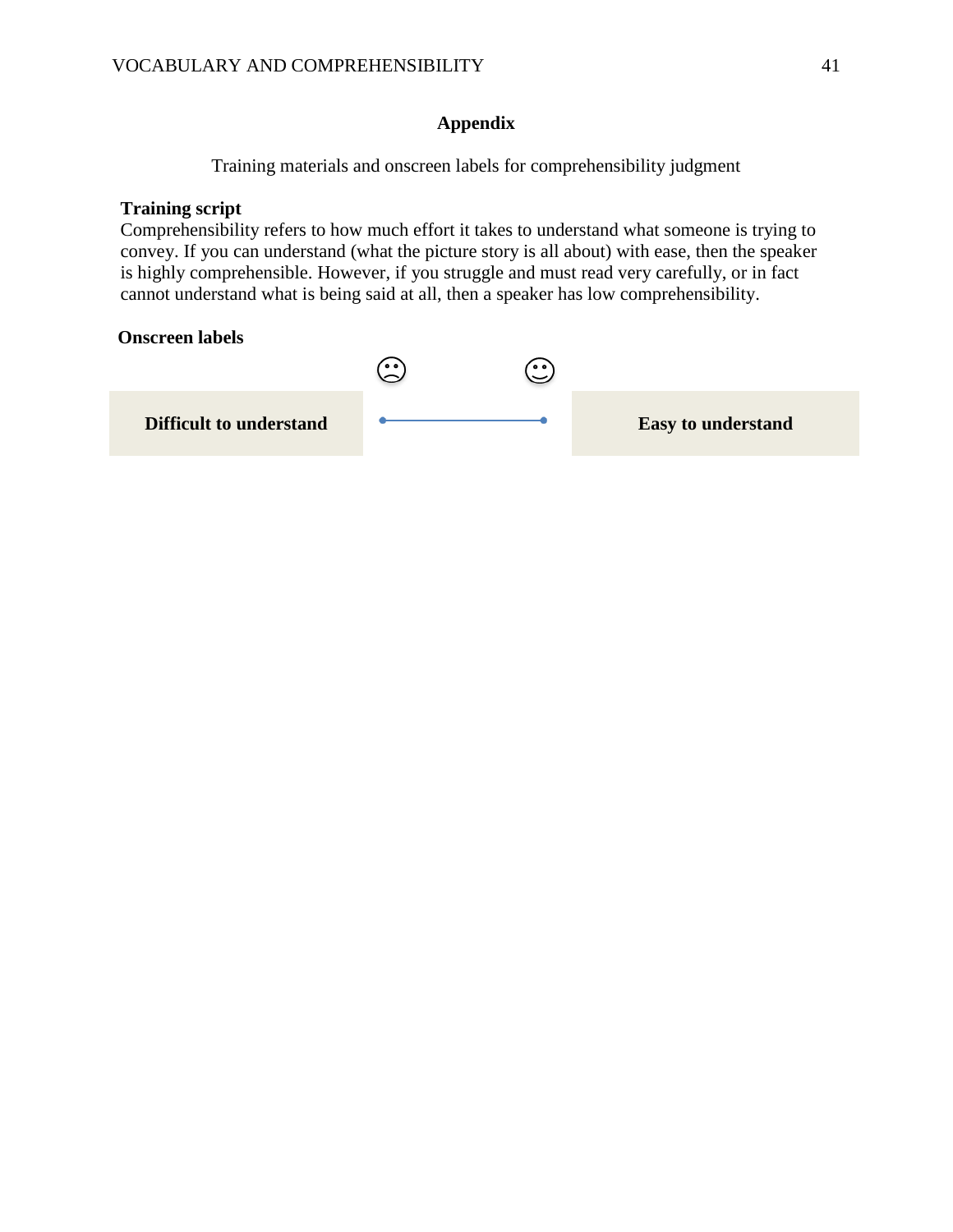## Appendix

Training materials and onscreen labels for comprehensibility judgment

**Training script**

Comprehensibility refers to how much effort it takes to understand what someone is trying to convey. If you can understand (what the picture story is all about) with ease, then the speaker is highly comprehensible. However, if you struggle and must read very carefully, or in fact cannot understand what is being said at all, then a speaker has low comprehensibility.

**Onscreen labels**

☹ ☺

**Difficult to understand** ——— **Easy to understand**